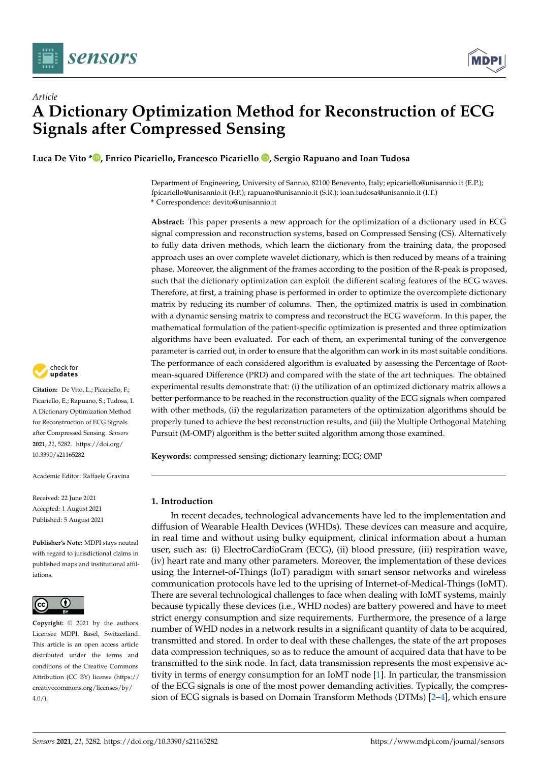*Article*

# A Dictionary Optimization Method for Reconstruction of ECG Signals after Compressed Sensing

**Luca De Vito \*, Enrico Picariello, Francesco Picariello, Sergio Rapuano and Ioan Tudosa**

Department of Engineering, University of Sannio, 82100 Benevento, Italy; epicariello@unisannio.it (E.P.); fpicariello@unisannio.it (F.P.); rapuano@unisannio.it (S.R.); ioan.tudosa@unisannio.it (I.T.)
\* Correspondence: devito@unisannio.it

**Abstract:** This paper presents a new approach for the optimization of a dictionary used in ECG signal compression and reconstruction systems, based on Compressed Sensing (CS). Alternatively to fully data driven methods, which learn the dictionary from the training data, the proposed approach uses an over complete wavelet dictionary, which is then reduced by means of a training phase. Moreover, the alignment of the frames according to the position of the R-peak is proposed, such that the dictionary optimization can exploit the different scaling features of the ECG waves. Therefore, at first, a training phase is performed in order to optimize the overcomplete dictionary matrix by reducing its number of columns. Then, the optimized matrix is used in combination with a dynamic sensing matrix to compress and reconstruct the ECG waveform. In this paper, the mathematical formulation of the patient-specific optimization is presented and three optimization algorithms have been evaluated. For each of them, an experimental tuning of the convergence parameter is carried out, in order to ensure that the algorithm can work in its most suitable conditions. The performance of each considered algorithm is evaluated by assessing the Percentage of Root-mean-squared Difference (PRD) and compared with the state of the art techniques. The obtained experimental results demonstrate that: (i) the utilization of an optimized dictionary matrix allows a better performance to be reached in the reconstruction quality of the ECG signals when compared with other methods, (ii) the regularization parameters of the optimization algorithms should be properly tuned to achieve the best reconstruction results, and (iii) the Multiple Orthogonal Matching Pursuit (M-OMP) algorithm is the better suited algorithm among those examined.

**Keywords:** compressed sensing; dictionary learning; ECG; OMP

**Citation:** De Vito, L.; Picariello, F.; Picariello, E.; Rapuano, S.; Tudosa, I. A Dictionary Optimization Method for Reconstruction of ECG Signals after Compressed Sensing. *Sensors* **2021**, *21*, 5282. https://doi.org/10.3390/s21165282

Academic Editor: Raffaele Gravina

Received: 22 June 2021
Accepted: 1 August 2021
Published: 5 August 2021

**Publisher's Note:** MDPI stays neutral with regard to jurisdictional claims in published maps and institutional affiliations.

**Copyright:** © 2021 by the authors. Licensee MDPI, Basel, Switzerland. This article is an open access article distributed under the terms and conditions of the Creative Commons Attribution (CC BY) license (https://creativecommons.org/licenses/by/4.0/).

## 1. Introduction

In recent decades, technological advancements have led to the implementation and diffusion of Wearable Health Devices (WHDs). These devices can measure and acquire, in real time and without using bulky equipment, clinical information about a human user, such as: (i) ElectroCardioGram (ECG), (ii) blood pressure, (iii) respiration wave, (iv) heart rate and many other parameters. Moreover, the implementation of these devices using the Internet-of-Things (IoT) paradigm with smart sensor networks and wireless communication protocols have led to the uprising of Internet-of-Medical-Things (IoMT). There are several technological challenges to face when dealing with IoMT systems, mainly because typically these devices (i.e., WHD nodes) are battery powered and have to meet strict energy consumption and size requirements. Furthermore, the presence of a large number of WHD nodes in a network results in a significant quantity of data to be acquired, transmitted and stored. In order to deal with these challenges, the state of the art proposes data compression techniques, so as to reduce the amount of acquired data that have to be transmitted to the sink node. In fact, data transmission represents the most expensive activity in terms of energy consumption for an IoMT node [1]. In particular, the transmission of the ECG signals is one of the most power demanding activities. Typically, the compression of ECG signals is based on Domain Transform Methods (DTMs) [2–4], which ensure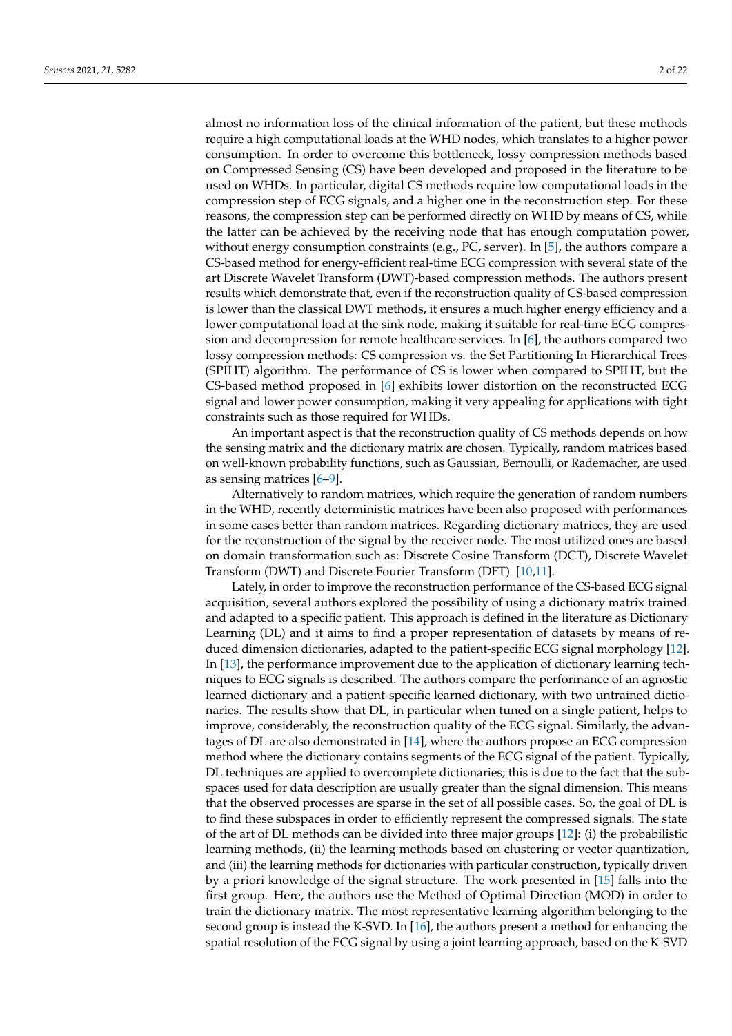almost no information loss of the clinical information of the patient, but these methods require a high computational loads at the WHD nodes, which translates to a higher power consumption. In order to overcome this bottleneck, lossy compression methods based on Compressed Sensing (CS) have been developed and proposed in the literature to be used on WHDs. In particular, digital CS methods require low computational loads in the compression step of ECG signals, and a higher one in the reconstruction step. For these reasons, the compression step can be performed directly on WHD by means of CS, while the latter can be achieved by the receiving node that has enough computation power, without energy consumption constraints (e.g., PC, server). In [5], the authors compare a CS-based method for energy-efficient real-time ECG compression with several state of the art Discrete Wavelet Transform (DWT)-based compression methods. The authors present results which demonstrate that, even if the reconstruction quality of CS-based compression is lower than the classical DWT methods, it ensures a much higher energy efficiency and a lower computational load at the sink node, making it suitable for real-time ECG compression and decompression for remote healthcare services. In [6], the authors compared two lossy compression methods: CS compression vs. the Set Partitioning In Hierarchical Trees (SPIHT) algorithm. The performance of CS is lower when compared to SPIHT, but the CS-based method proposed in [6] exhibits lower distortion on the reconstructed ECG signal and lower power consumption, making it very appealing for applications with tight constraints such as those required for WHDs.

An important aspect is that the reconstruction quality of CS methods depends on how the sensing matrix and the dictionary matrix are chosen. Typically, random matrices based on well-known probability functions, such as Gaussian, Bernoulli, or Rademacher, are used as sensing matrices [6–9].

Alternatively to random matrices, which require the generation of random numbers in the WHD, recently deterministic matrices have been also proposed with performances in some cases better than random matrices. Regarding dictionary matrices, they are used for the reconstruction of the signal by the receiver node. The most utilized ones are based on domain transformation such as: Discrete Cosine Transform (DCT), Discrete Wavelet Transform (DWT) and Discrete Fourier Transform (DFT) [10,11].

Lately, in order to improve the reconstruction performance of the CS-based ECG signal acquisition, several authors explored the possibility of using a dictionary matrix trained and adapted to a specific patient. This approach is defined in the literature as Dictionary Learning (DL) and it aims to find a proper representation of datasets by means of reduced dimension dictionaries, adapted to the patient-specific ECG signal morphology [12]. In [13], the performance improvement due to the application of dictionary learning techniques to ECG signals is described. The authors compare the performance of an agnostic learned dictionary and a patient-specific learned dictionary, with two untrained dictionaries. The results show that DL, in particular when tuned on a single patient, helps to improve, considerably, the reconstruction quality of the ECG signal. Similarly, the advantages of DL are also demonstrated in [14], where the authors propose an ECG compression method where the dictionary contains segments of the ECG signal of the patient. Typically, DL techniques are applied to overcomplete dictionaries; this is due to the fact that the subspaces used for data description are usually greater than the signal dimension. This means that the observed processes are sparse in the set of all possible cases. So, the goal of DL is to find these subspaces in order to efficiently represent the compressed signals. The state of the art of DL methods can be divided into three major groups [12]: (i) the probabilistic learning methods, (ii) the learning methods based on clustering or vector quantization, and (iii) the learning methods for dictionaries with particular construction, typically driven by a priori knowledge of the signal structure. The work presented in [15] falls into the first group. Here, the authors use the Method of Optimal Direction (MOD) in order to train the dictionary matrix. The most representative learning algorithm belonging to the second group is instead the K-SVD. In [16], the authors present a method for enhancing the spatial resolution of the ECG signal by using a joint learning approach, based on the K-SVD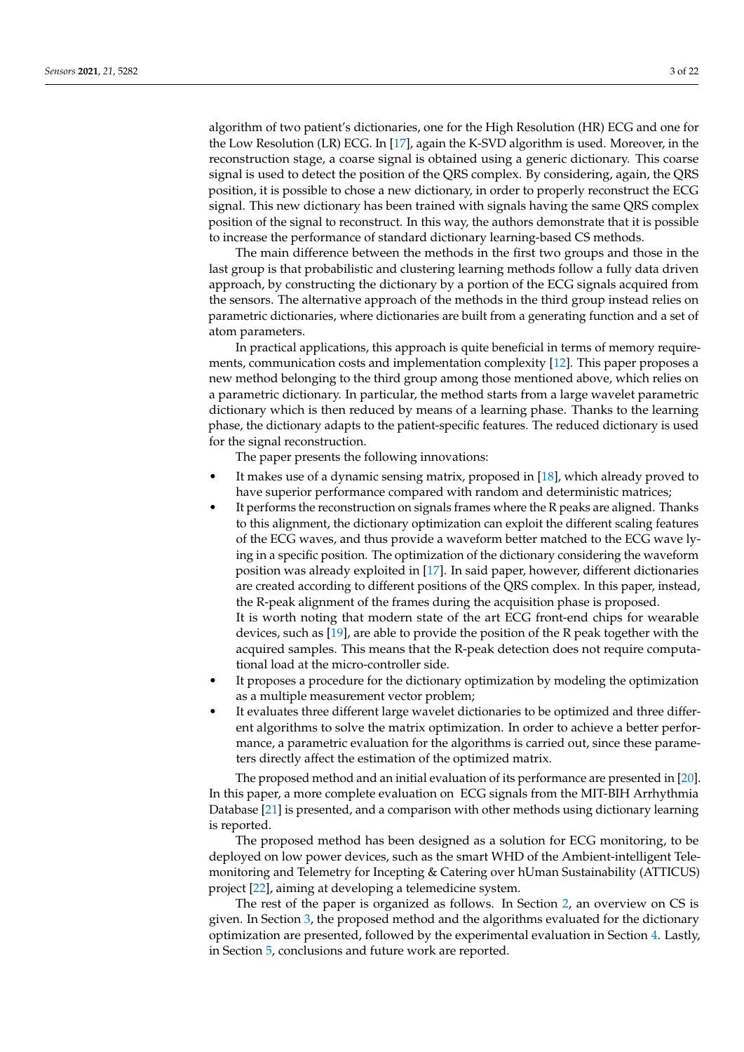algorithm of two patient's dictionaries, one for the High Resolution (HR) ECG and one for the Low Resolution (LR) ECG. In [17], again the K-SVD algorithm is used. Moreover, in the reconstruction stage, a coarse signal is obtained using a generic dictionary. This coarse signal is used to detect the position of the QRS complex. By considering, again, the QRS position, it is possible to chose a new dictionary, in order to properly reconstruct the ECG signal. This new dictionary has been trained with signals having the same QRS complex position of the signal to reconstruct. In this way, the authors demonstrate that it is possible to increase the performance of standard dictionary learning-based CS methods.

The main difference between the methods in the first two groups and those in the last group is that probabilistic and clustering learning methods follow a fully data driven approach, by constructing the dictionary by a portion of the ECG signals acquired from the sensors. The alternative approach of the methods in the third group instead relies on parametric dictionaries, where dictionaries are built from a generating function and a set of atom parameters.

In practical applications, this approach is quite beneficial in terms of memory requirements, communication costs and implementation complexity [12]. This paper proposes a new method belonging to the third group among those mentioned above, which relies on a parametric dictionary. In particular, the method starts from a large wavelet parametric dictionary which is then reduced by means of a learning phase. Thanks to the learning phase, the dictionary adapts to the patient-specific features. The reduced dictionary is used for the signal reconstruction.

The paper presents the following innovations:

- It makes use of a dynamic sensing matrix, proposed in [18], which already proved to have superior performance compared with random and deterministic matrices;
- It performs the reconstruction on signals frames where the R peaks are aligned. Thanks to this alignment, the dictionary optimization can exploit the different scaling features of the ECG waves, and thus provide a waveform better matched to the ECG wave lying in a specific position. The optimization of the dictionary considering the waveform position was already exploited in [17]. In said paper, however, different dictionaries are created according to different positions of the QRS complex. In this paper, instead, the R-peak alignment of the frames during the acquisition phase is proposed.
  It is worth noting that modern state of the art ECG front-end chips for wearable devices, such as [19], are able to provide the position of the R peak together with the acquired samples. This means that the R-peak detection does not require computational load at the micro-controller side.
- It proposes a procedure for the dictionary optimization by modeling the optimization as a multiple measurement vector problem;
- It evaluates three different large wavelet dictionaries to be optimized and three different algorithms to solve the matrix optimization. In order to achieve a better performance, a parametric evaluation for the algorithms is carried out, since these parameters directly affect the estimation of the optimized matrix.

The proposed method and an initial evaluation of its performance are presented in [20]. In this paper, a more complete evaluation on ECG signals from the MIT-BIH Arrhythmia Database [21] is presented, and a comparison with other methods using dictionary learning is reported.

The proposed method has been designed as a solution for ECG monitoring, to be deployed on low power devices, such as the smart WHD of the Ambient-intelligent Telemonitoring and Telemetry for Incepting & Catering over hUman Sustainability (ATTICUS) project [22], aiming at developing a telemedicine system.

The rest of the paper is organized as follows. In Section 2, an overview on CS is given. In Section 3, the proposed method and the algorithms evaluated for the dictionary optimization are presented, followed by the experimental evaluation in Section 4. Lastly, in Section 5, conclusions and future work are reported.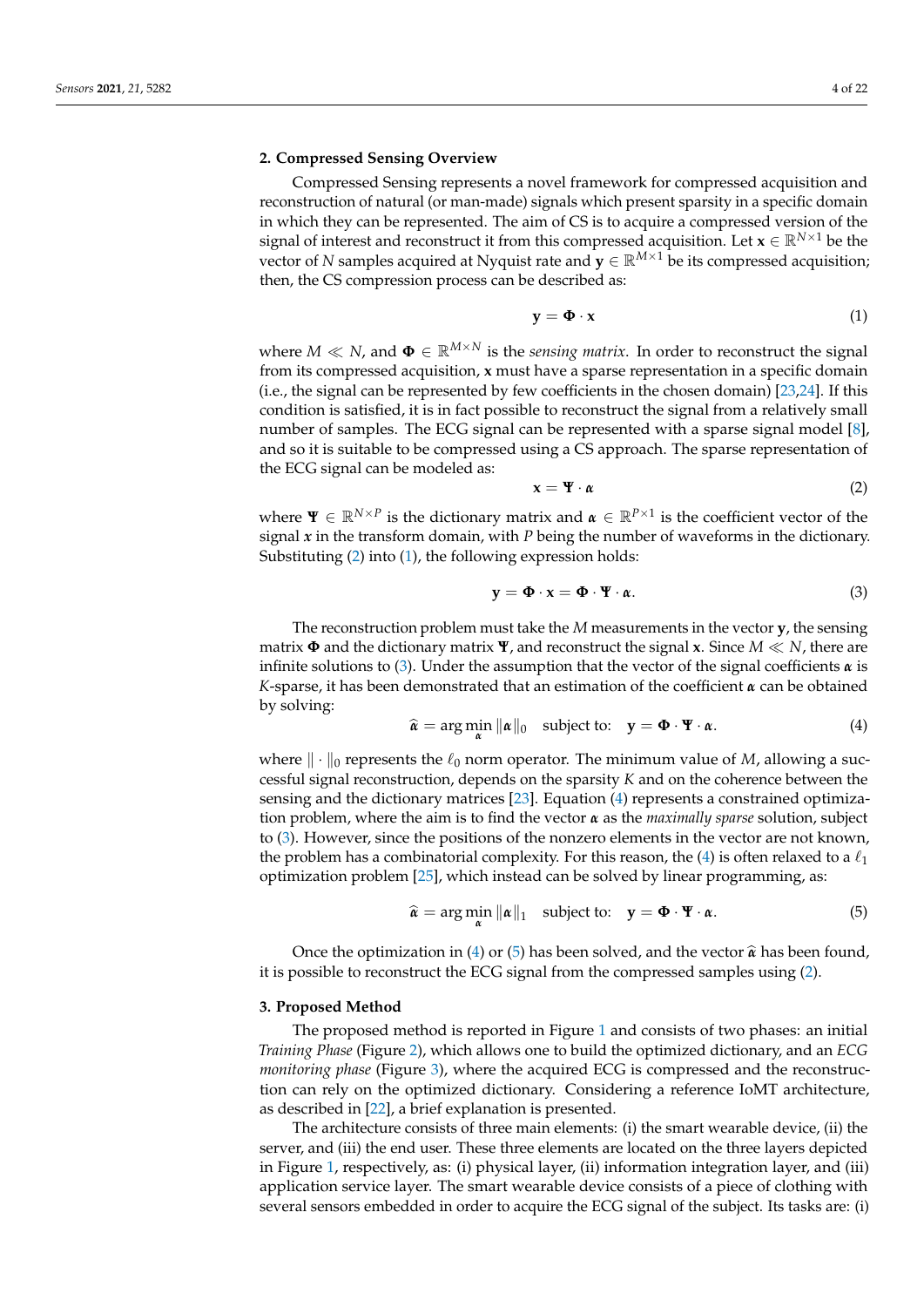## 2. Compressed Sensing Overview

Compressed Sensing represents a novel framework for compressed acquisition and reconstruction of natural (or man-made) signals which present sparsity in a specific domain in which they can be represented. The aim of CS is to acquire a compressed version of the signal of interest and reconstruct it from this compressed acquisition. Let $\mathbf{x} \in \mathbb{R}^{N \times 1}$ be the vector of $N$ samples acquired at Nyquist rate and $\mathbf{y} \in \mathbb{R}^{M \times 1}$ be its compressed acquisition; then, the CS compression process can be described as:

$$\mathbf{y} = \mathbf{\Phi} \cdot \mathbf{x} \tag{1}$$

where $M \ll N$, and $\mathbf{\Phi} \in \mathbb{R}^{M \times N}$ is the *sensing matrix*. In order to reconstruct the signal from its compressed acquisition, $\mathbf{x}$ must have a sparse representation in a specific domain (i.e., the signal can be represented by few coefficients in the chosen domain) [23,24]. If this condition is satisfied, it is in fact possible to reconstruct the signal from a relatively small number of samples. The ECG signal can be represented with a sparse signal model [8], and so it is suitable to be compressed using a CS approach. The sparse representation of the ECG signal can be modeled as:

$$\mathbf{x} = \mathbf{\Psi} \cdot \boldsymbol{\alpha} \tag{2}$$

where $\mathbf{\Psi} \in \mathbb{R}^{N \times P}$ is the dictionary matrix and $\boldsymbol{\alpha} \in \mathbb{R}^{P \times 1}$ is the coefficient vector of the signal $\boldsymbol{x}$ in the transform domain, with $P$ being the number of waveforms in the dictionary. Substituting (2) into (1), the following expression holds:

$$\mathbf{y} = \mathbf{\Phi} \cdot \mathbf{x} = \mathbf{\Phi} \cdot \mathbf{\Psi} \cdot \boldsymbol{\alpha}. \tag{3}$$

The reconstruction problem must take the $M$ measurements in the vector $\mathbf{y}$, the sensing matrix $\mathbf{\Phi}$ and the dictionary matrix $\mathbf{\Psi}$, and reconstruct the signal $\mathbf{x}$. Since $M \ll N$, there are infinite solutions to (3). Under the assumption that the vector of the signal coefficients $\boldsymbol{\alpha}$ is $K$-sparse, it has been demonstrated that an estimation of the coefficient $\boldsymbol{\alpha}$ can be obtained by solving:

$$\widehat{\boldsymbol{\alpha}} = \arg\min_{\boldsymbol{\alpha}} \|\boldsymbol{\alpha}\|_0 \quad \text{subject to:} \quad \mathbf{y} = \mathbf{\Phi} \cdot \mathbf{\Psi} \cdot \boldsymbol{\alpha}. \tag{4}$$

where $\| \cdot \|_0$ represents the $\ell_0$ norm operator. The minimum value of $M$, allowing a successful signal reconstruction, depends on the sparsity $K$ and on the coherence between the sensing and the dictionary matrices [23]. Equation (4) represents a constrained optimization problem, where the aim is to find the vector $\boldsymbol{\alpha}$ as the *maximally sparse* solution, subject to (3). However, since the positions of the nonzero elements in the vector are not known, the problem has a combinatorial complexity. For this reason, the (4) is often relaxed to a $\ell_1$ optimization problem [25], which instead can be solved by linear programming, as:

$$\widehat{\boldsymbol{\alpha}} = \arg\min_{\boldsymbol{\alpha}} \|\boldsymbol{\alpha}\|_1 \quad \text{subject to:} \quad \mathbf{y} = \mathbf{\Phi} \cdot \mathbf{\Psi} \cdot \boldsymbol{\alpha}. \tag{5}$$

Once the optimization in (4) or (5) has been solved, and the vector $\widehat{\boldsymbol{\alpha}}$ has been found, it is possible to reconstruct the ECG signal from the compressed samples using (2).

## 3. Proposed Method

The proposed method is reported in Figure 1 and consists of two phases: an initial *Training Phase* (Figure 2), which allows one to build the optimized dictionary, and an *ECG monitoring phase* (Figure 3), where the acquired ECG is compressed and the reconstruction can rely on the optimized dictionary. Considering a reference IoMT architecture, as described in [22], a brief explanation is presented.

The architecture consists of three main elements: (i) the smart wearable device, (ii) the server, and (iii) the end user. These three elements are located on the three layers depicted in Figure 1, respectively, as: (i) physical layer, (ii) information integration layer, and (iii) application service layer. The smart wearable device consists of a piece of clothing with several sensors embedded in order to acquire the ECG signal of the subject. Its tasks are: (i)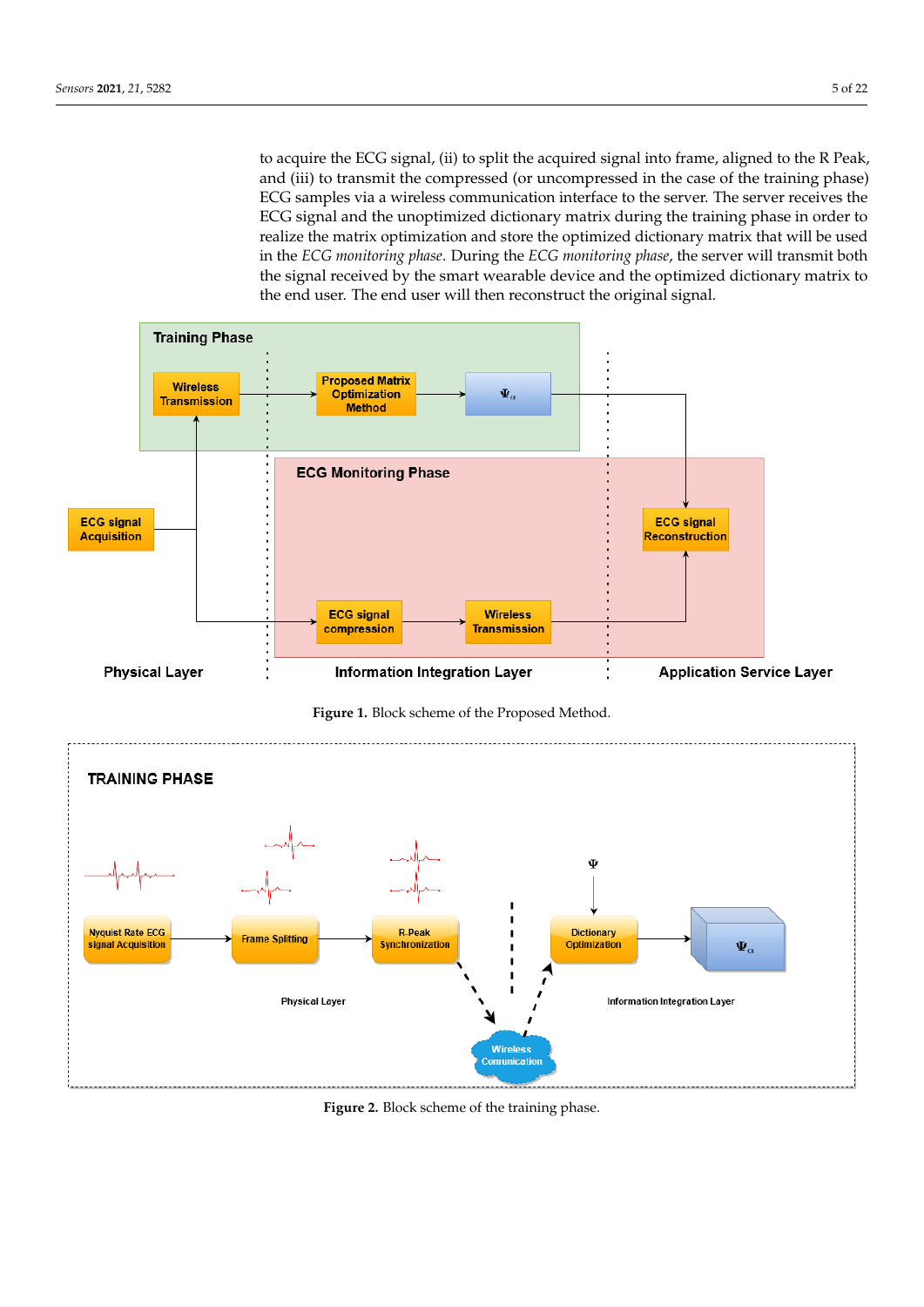to acquire the ECG signal, (ii) to split the acquired signal into frame, aligned to the R Peak, and (iii) to transmit the compressed (or uncompressed in the case of the training phase) ECG samples via a wireless communication interface to the server. The server receives the ECG signal and the unoptimized dictionary matrix during the training phase in order to realize the matrix optimization and store the optimized dictionary matrix that will be used in the *ECG monitoring phase*. During the *ECG monitoring phase*, the server will transmit both the signal received by the smart wearable device and the optimized dictionary matrix to the end user. The end user will then reconstruct the original signal.

**Figure 1.** Block scheme of the Proposed Method.

**Figure 2.** Block scheme of the training phase.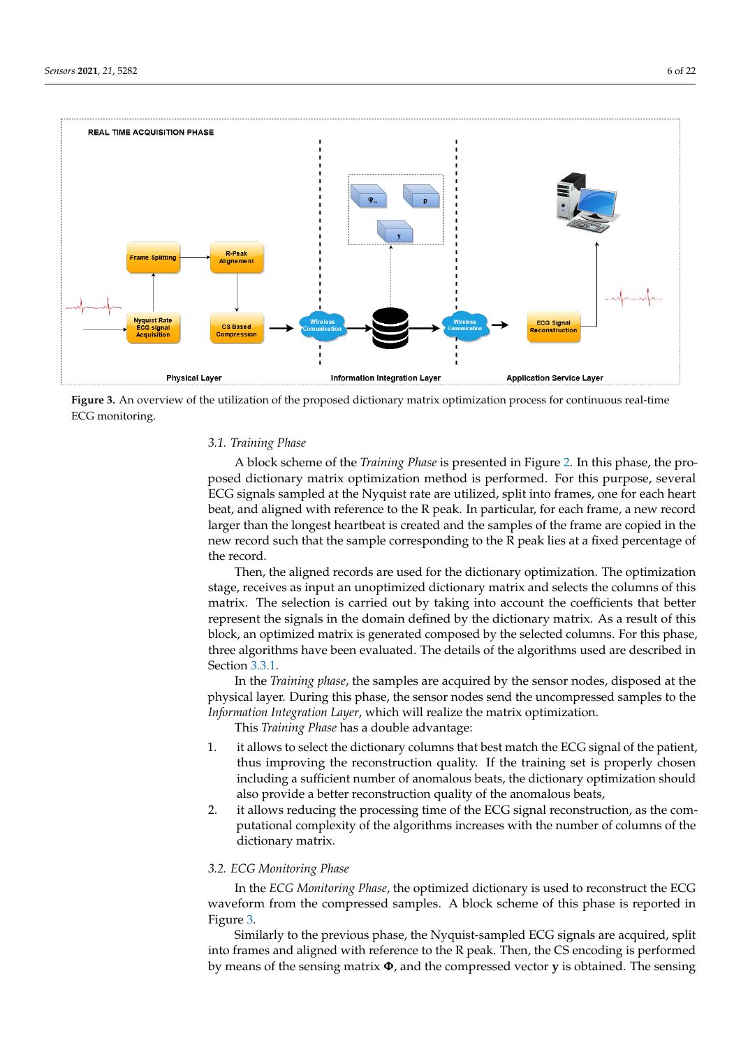**Figure 3.** An overview of the utilization of the proposed dictionary matrix optimization process for continuous real-time ECG monitoring.

### 3.1. Training Phase

A block scheme of the *Training Phase* is presented in Figure 2. In this phase, the proposed dictionary matrix optimization method is performed. For this purpose, several ECG signals sampled at the Nyquist rate are utilized, split into frames, one for each heart beat, and aligned with reference to the R peak. In particular, for each frame, a new record larger than the longest heartbeat is created and the samples of the frame are copied in the new record such that the sample corresponding to the R peak lies at a fixed percentage of the record.

Then, the aligned records are used for the dictionary optimization. The optimization stage, receives as input an unoptimized dictionary matrix and selects the columns of this matrix. The selection is carried out by taking into account the coefficients that better represent the signals in the domain defined by the dictionary matrix. As a result of this block, an optimized matrix is generated composed by the selected columns. For this phase, three algorithms have been evaluated. The details of the algorithms used are described in Section 3.3.1.

In the *Training phase*, the samples are acquired by the sensor nodes, disposed at the physical layer. During this phase, the sensor nodes send the uncompressed samples to the *Information Integration Layer*, which will realize the matrix optimization.

This *Training Phase* has a double advantage:

1. it allows to select the dictionary columns that best match the ECG signal of the patient, thus improving the reconstruction quality. If the training set is properly chosen including a sufficient number of anomalous beats, the dictionary optimization should also provide a better reconstruction quality of the anomalous beats,
2. it allows reducing the processing time of the ECG signal reconstruction, as the computational complexity of the algorithms increases with the number of columns of the dictionary matrix.

### 3.2. ECG Monitoring Phase

In the *ECG Monitoring Phase*, the optimized dictionary is used to reconstruct the ECG waveform from the compressed samples. A block scheme of this phase is reported in Figure 3.

Similarly to the previous phase, the Nyquist-sampled ECG signals are acquired, split into frames and aligned with reference to the R peak. Then, the CS encoding is performed by means of the sensing matrix $\mathbf{\Phi}$, and the compressed vector $\mathbf{y}$ is obtained. The sensing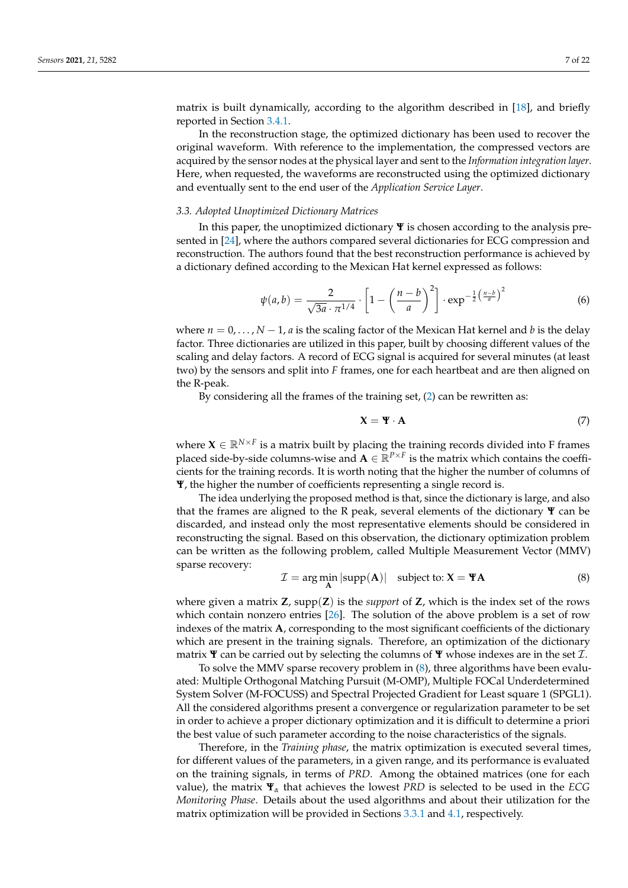matrix is built dynamically, according to the algorithm described in [18], and briefly reported in Section 3.4.1.

In the reconstruction stage, the optimized dictionary has been used to recover the original waveform. With reference to the implementation, the compressed vectors are acquired by the sensor nodes at the physical layer and sent to the *Information integration layer*. Here, when requested, the waveforms are reconstructed using the optimized dictionary and eventually sent to the end user of the *Application Service Layer*.

### 3.3. Adopted Unoptimized Dictionary Matrices

In this paper, the unoptimized dictionary $\mathbf{\Psi}$ is chosen according to the analysis presented in [24], where the authors compared several dictionaries for ECG compression and reconstruction. The authors found that the best reconstruction performance is achieved by a dictionary defined according to the Mexican Hat kernel expressed as follows:

$$\psi(a,b) = \frac{2}{\sqrt{3a} \cdot \pi^{1/4}} \cdot \left[1 - \left(\frac{n-b}{a}\right)^2\right] \cdot \exp^{-\frac{1}{2}\left(\frac{n-b}{a}\right)^2} \tag{6}$$

where $n = 0, \ldots, N-1$, $a$ is the scaling factor of the Mexican Hat kernel and $b$ is the delay factor. Three dictionaries are utilized in this paper, built by choosing different values of the scaling and delay factors. A record of ECG signal is acquired for several minutes (at least two) by the sensors and split into $F$ frames, one for each heartbeat and are then aligned on the R-peak.

By considering all the frames of the training set, (2) can be rewritten as:

$$\mathbf{X} = \mathbf{\Psi} \cdot \mathbf{A} \tag{7}$$

where $\mathbf{X} \in \mathbb{R}^{N \times F}$ is a matrix built by placing the training records divided into F frames placed side-by-side columns-wise and $\mathbf{A} \in \mathbb{R}^{P \times F}$ is the matrix which contains the coefficients for the training records. It is worth noting that the higher the number of columns of $\mathbf{\Psi}$, the higher the number of coefficients representing a single record is.

The idea underlying the proposed method is that, since the dictionary is large, and also that the frames are aligned to the R peak, several elements of the dictionary $\mathbf{\Psi}$ can be discarded, and instead only the most representative elements should be considered in reconstructing the signal. Based on this observation, the dictionary optimization problem can be written as the following problem, called Multiple Measurement Vector (MMV) sparse recovery:

$$\mathcal{I} = \arg\min_{\mathbf{A}} |\text{supp}(\mathbf{A})| \quad \text{subject to: } \mathbf{X} = \mathbf{\Psi}\mathbf{A} \tag{8}$$

where given a matrix $\mathbf{Z}$, $\text{supp}(\mathbf{Z})$ is the *support* of $\mathbf{Z}$, which is the index set of the rows which contain nonzero entries [26]. The solution of the above problem is a set of row indexes of the matrix $\mathbf{A}$, corresponding to the most significant coefficients of the dictionary which are present in the training signals. Therefore, an optimization of the dictionary matrix $\mathbf{\Psi}$ can be carried out by selecting the columns of $\mathbf{\Psi}$ whose indexes are in the set $\mathcal{I}$.

To solve the MMV sparse recovery problem in (8), three algorithms have been evaluated: Multiple Orthogonal Matching Pursuit (M-OMP), Multiple FOCal Underdetermined System Solver (M-FOCUSS) and Spectral Projected Gradient for Least square 1 (SPGL1). All the considered algorithms present a convergence or regularization parameter to be set in order to achieve a proper dictionary optimization and it is difficult to determine a priori the best value of such parameter according to the noise characteristics of the signals.

Therefore, in the *Training phase*, the matrix optimization is executed several times, for different values of the parameters, in a given range, and its performance is evaluated on the training signals, in terms of *PRD*. Among the obtained matrices (one for each value), the matrix $\mathbf{\Psi}_\alpha$ that achieves the lowest *PRD* is selected to be used in the *ECG Monitoring Phase*. Details about the used algorithms and about their utilization for the matrix optimization will be provided in Sections 3.3.1 and 4.1, respectively.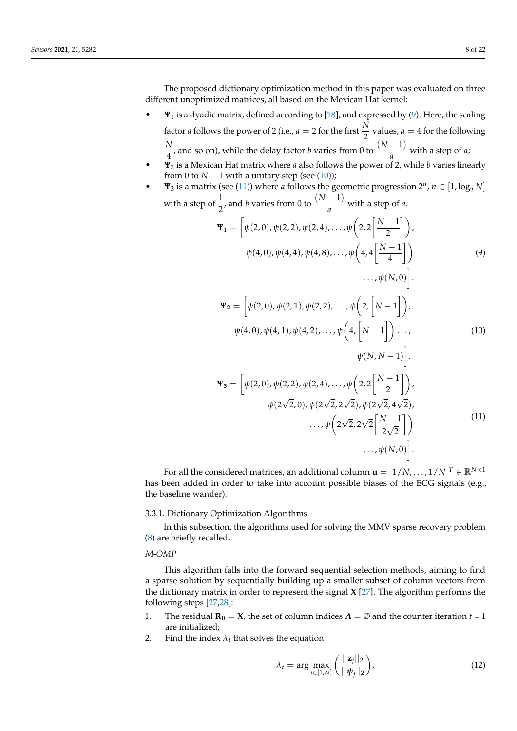The proposed dictionary optimization method in this paper was evaluated on three different unoptimized matrices, all based on the Mexican Hat kernel:

- $\mathbf{\Psi}_1$ is a dyadic matrix, defined according to [18], and expressed by (9). Here, the scaling factor $a$ follows the power of 2 (i.e., $a = 2$ for the first $\frac{N}{2}$ values, $a = 4$ for the following $\frac{N}{4}$, and so on), while the delay factor $b$ varies from 0 to $\frac{(N-1)}{a}$ with a step of $a$;
- $\mathbf{\Psi}_2$ is a Mexican Hat matrix where $a$ also follows the power of 2, while $b$ varies linearly from 0 to $N-1$ with a unitary step (see (10));
- $\mathbf{\Psi}_3$ is a matrix (see (11)) where $a$ follows the geometric progression $2^n$, $n \in [1, \log_2 N]$ with a step of $\frac{1}{2}$, and $b$ varies from 0 to $\frac{(N-1)}{a}$ with a step of $a$.

$$
\begin{aligned}
\mathbf{\Psi}_1 = \bigg[\psi(2,0), \psi(2,2), \psi(2,4), \ldots, \psi\left(2, 2\left[\frac{N-1}{2}\right]\right), \\
\psi(4,0), \psi(4,4), \psi(4,8), \ldots, \psi\left(4, 4\left[\frac{N-1}{4}\right]\right) \\
\ldots, \psi(N,0)\bigg].
\end{aligned} \tag{9}
$$

$$
\begin{aligned}
\mathbf{\Psi_2} = \bigg[\psi(2,0), \psi(2,1), \psi(2,2), \ldots, \psi\left(2, \left[N-1\right]\right), \\
\psi(4,0), \psi(4,1), \psi(4,2), \ldots, \psi\left(4, \left[N-1\right]\right) \ldots, \\
\psi(N, N-1)\bigg].
\end{aligned} \tag{10}
$$

$$
\begin{aligned}
\mathbf{\Psi_3} = \bigg[\psi(2,0), \psi(2,2), \psi(2,4), \ldots, \psi\left(2, 2\left[\frac{N-1}{2}\right]\right), \\
\psi(2\sqrt{2}, 0), \psi(2\sqrt{2}, 2\sqrt{2}), \psi(2\sqrt{2}, 4\sqrt{2}), \\
\ldots, \psi\left(2\sqrt{2}, 2\sqrt{2}\left[\frac{N-1}{2\sqrt{2}}\right]\right) \\
\ldots, \psi(N,0)\bigg].
\end{aligned} \tag{11}
$$

For all the considered matrices, an additional column $\mathbf{u} = [1/N, \ldots, 1/N]^T \in \mathbb{R}^{N \times 1}$ has been added in order to take into account possible biases of the ECG signals (e.g., the baseline wander).

#### 3.3.1. Dictionary Optimization Algorithms

In this subsection, the algorithms used for solving the MMV sparse recovery problem (8) are briefly recalled.

*M-OMP*

This algorithm falls into the forward sequential selection methods, aiming to find a sparse solution by sequentially building up a smaller subset of column vectors from the dictionary matrix in order to represent the signal $\mathbf{X}$ [27]. The algorithm performs the following steps [27,28]:

1. The residual $\mathbf{R_0} = \mathbf{X}$, the set of column indices $\mathbf{\Lambda} = \emptyset$ and the counter iteration $t = 1$ are initialized;
2. Find the index $\lambda_t$ that solves the equation

$$
\lambda_t = \arg \max_{j \in [1,N]} \left( \frac{||\mathbf{z}_j||_2}{||\boldsymbol{\psi}_j||_2} \right), \tag{12}
$$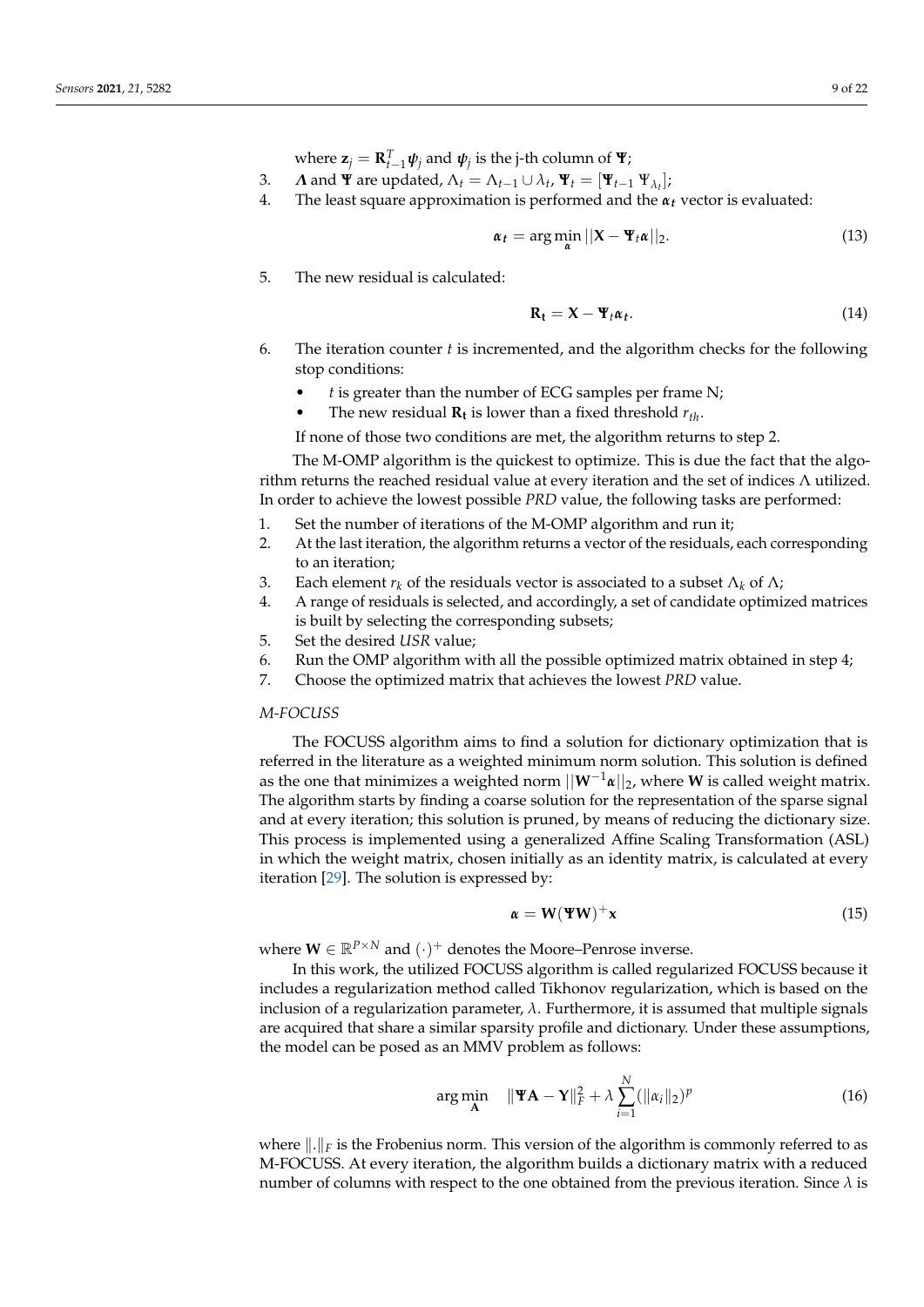where $\mathbf{z}_j = \mathbf{R}_{t-1}^T \boldsymbol{\psi}_j$ and $\boldsymbol{\psi}_j$ is the j-th column of $\boldsymbol{\Psi}$;

3. $\boldsymbol{\Lambda}$ and $\boldsymbol{\Psi}$ are updated, $\Lambda_t = \Lambda_{t-1} \cup \lambda_t$, $\boldsymbol{\Psi}_t = [\boldsymbol{\Psi}_{t-1}\ \Psi_{\lambda_t}]$;
4. The least square approximation is performed and the $\boldsymbol{\alpha_t}$ vector is evaluated:

$$\boldsymbol{\alpha_t} = \arg\min_{\boldsymbol{\alpha}} ||\mathbf{X} - \boldsymbol{\Psi}_t \boldsymbol{\alpha}||_2. \tag{13}$$

5. The new residual is calculated:

$$\mathbf{R_t} = \mathbf{X} - \boldsymbol{\Psi}_t \boldsymbol{\alpha_t}. \tag{14}$$

6. The iteration counter $t$ is incremented, and the algorithm checks for the following stop conditions:
   - $t$ is greater than the number of ECG samples per frame N;
   - The new residual $\mathbf{R_t}$ is lower than a fixed threshold $r_{th}$.

   If none of those two conditions are met, the algorithm returns to step 2.

The M-OMP algorithm is the quickest to optimize. This is due the fact that the algorithm returns the reached residual value at every iteration and the set of indices $\Lambda$ utilized. In order to achieve the lowest possible *PRD* value, the following tasks are performed:

1. Set the number of iterations of the M-OMP algorithm and run it;
2. At the last iteration, the algorithm returns a vector of the residuals, each corresponding to an iteration;
3. Each element $r_k$ of the residuals vector is associated to a subset $\Lambda_k$ of $\Lambda$;
4. A range of residuals is selected, and accordingly, a set of candidate optimized matrices is built by selecting the corresponding subsets;
5. Set the desired *USR* value;
6. Run the OMP algorithm with all the possible optimized matrix obtained in step 4;
7. Choose the optimized matrix that achieves the lowest *PRD* value.

*M-FOCUSS*

The FOCUSS algorithm aims to find a solution for dictionary optimization that is referred in the literature as a weighted minimum norm solution. This solution is defined as the one that minimizes a weighted norm $||\mathbf{W}^{-1}\boldsymbol{\alpha}||_2$, where $\mathbf{W}$ is called weight matrix. The algorithm starts by finding a coarse solution for the representation of the sparse signal and at every iteration; this solution is pruned, by means of reducing the dictionary size. This process is implemented using a generalized Affine Scaling Transformation (ASL) in which the weight matrix, chosen initially as an identity matrix, is calculated at every iteration [29]. The solution is expressed by:

$$\boldsymbol{\alpha} = \mathbf{W}(\boldsymbol{\Psi}\mathbf{W})^{+}\mathbf{x} \tag{15}$$

where $\mathbf{W} \in \mathbb{R}^{P \times N}$ and $(\cdot)^{+}$ denotes the Moore–Penrose inverse.

In this work, the utilized FOCUSS algorithm is called regularized FOCUSS because it includes a regularization method called Tikhonov regularization, which is based on the inclusion of a regularization parameter, $\lambda$. Furthermore, it is assumed that multiple signals are acquired that share a similar sparsity profile and dictionary. Under these assumptions, the model can be posed as an MMV problem as follows:

$$\arg\min_{\mathbf{A}} \quad \|\boldsymbol{\Psi}\mathbf{A} - \mathbf{Y}\|_F^2 + \lambda \sum_{i=1}^{N} (\|\alpha_i\|_2)^p \tag{16}$$

where $\|.\|_F$ is the Frobenius norm. This version of the algorithm is commonly referred to as M-FOCUSS. At every iteration, the algorithm builds a dictionary matrix with a reduced number of columns with respect to the one obtained from the previous iteration. Since $\lambda$ is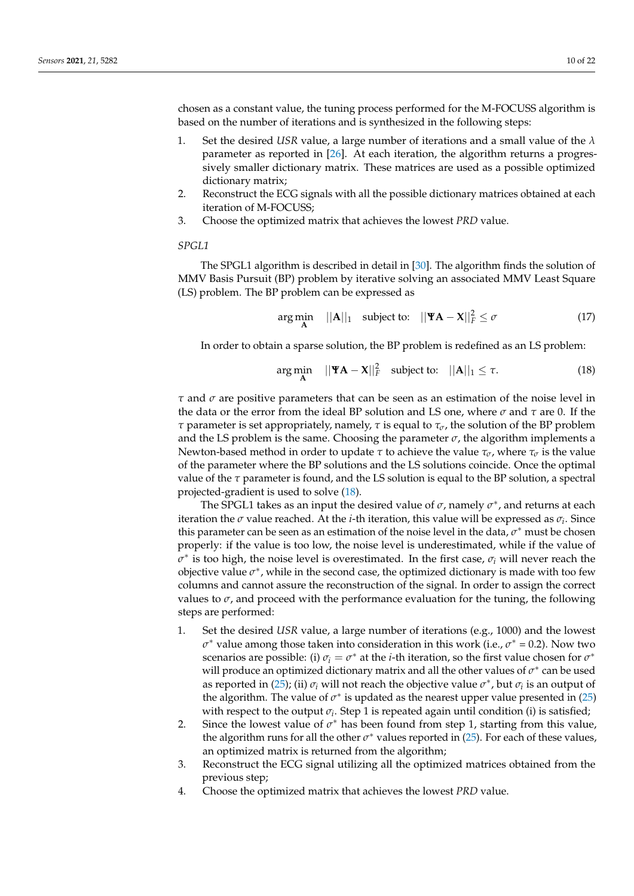chosen as a constant value, the tuning process performed for the M-FOCUSS algorithm is based on the number of iterations and is synthesized in the following steps:

1. Set the desired *USR* value, a large number of iterations and a small value of the $\lambda$ parameter as reported in [26]. At each iteration, the algorithm returns a progressively smaller dictionary matrix. These matrices are used as a possible optimized dictionary matrix;
2. Reconstruct the ECG signals with all the possible dictionary matrices obtained at each iteration of M-FOCUSS;
3. Choose the optimized matrix that achieves the lowest *PRD* value.

*SPGL1*

The SPGL1 algorithm is described in detail in [30]. The algorithm finds the solution of MMV Basis Pursuit (BP) problem by iterative solving an associated MMV Least Square (LS) problem. The BP problem can be expressed as

$$\arg\min_{\mathbf{A}} \quad ||\mathbf{A}||_1 \quad \text{subject to:} \quad ||\mathbf{\Psi A} - \mathbf{X}||_F^2 \leq \sigma \tag{17}$$

In order to obtain a sparse solution, the BP problem is redefined as an LS problem:

$$\arg\min_{\mathbf{A}} \quad ||\mathbf{\Psi A} - \mathbf{X}||_F^2 \quad \text{subject to:} \quad ||\mathbf{A}||_1 \leq \tau. \tag{18}$$

$\tau$ and $\sigma$ are positive parameters that can be seen as an estimation of the noise level in the data or the error from the ideal BP solution and LS one, where $\sigma$ and $\tau$ are 0. If the $\tau$ parameter is set appropriately, namely, $\tau$ is equal to $\tau_\sigma$, the solution of the BP problem and the LS problem is the same. Choosing the parameter $\sigma$, the algorithm implements a Newton-based method in order to update $\tau$ to achieve the value $\tau_\sigma$, where $\tau_\sigma$ is the value of the parameter where the BP solutions and the LS solutions coincide. Once the optimal value of the $\tau$ parameter is found, and the LS solution is equal to the BP solution, a spectral projected-gradient is used to solve (18).

The SPGL1 takes as an input the desired value of $\sigma$, namely $\sigma^*$, and returns at each iteration the $\sigma$ value reached. At the $i$-th iteration, this value will be expressed as $\sigma_i$. Since this parameter can be seen as an estimation of the noise level in the data, $\sigma^*$ must be chosen properly: if the value is too low, the noise level is underestimated, while if the value of $\sigma^*$ is too high, the noise level is overestimated. In the first case, $\sigma_i$ will never reach the objective value $\sigma^*$, while in the second case, the optimized dictionary is made with too few columns and cannot assure the reconstruction of the signal. In order to assign the correct values to $\sigma$, and proceed with the performance evaluation for the tuning, the following steps are performed:

1. Set the desired *USR* value, a large number of iterations (e.g., 1000) and the lowest $\sigma^*$ value among those taken into consideration in this work (i.e., $\sigma^*$ = 0.2). Now two scenarios are possible: (i) $\sigma_i = \sigma^*$ at the $i$-th iteration, so the first value chosen for $\sigma^*$ will produce an optimized dictionary matrix and all the other values of $\sigma^*$ can be used as reported in (25); (ii) $\sigma_i$ will not reach the objective value $\sigma^*$, but $\sigma_i$ is an output of the algorithm. The value of $\sigma^*$ is updated as the nearest upper value presented in (25) with respect to the output $\sigma_i$. Step 1 is repeated again until condition (i) is satisfied;
2. Since the lowest value of $\sigma^*$ has been found from step 1, starting from this value, the algorithm runs for all the other $\sigma^*$ values reported in (25). For each of these values, an optimized matrix is returned from the algorithm;
3. Reconstruct the ECG signal utilizing all the optimized matrices obtained from the previous step;
4. Choose the optimized matrix that achieves the lowest *PRD* value.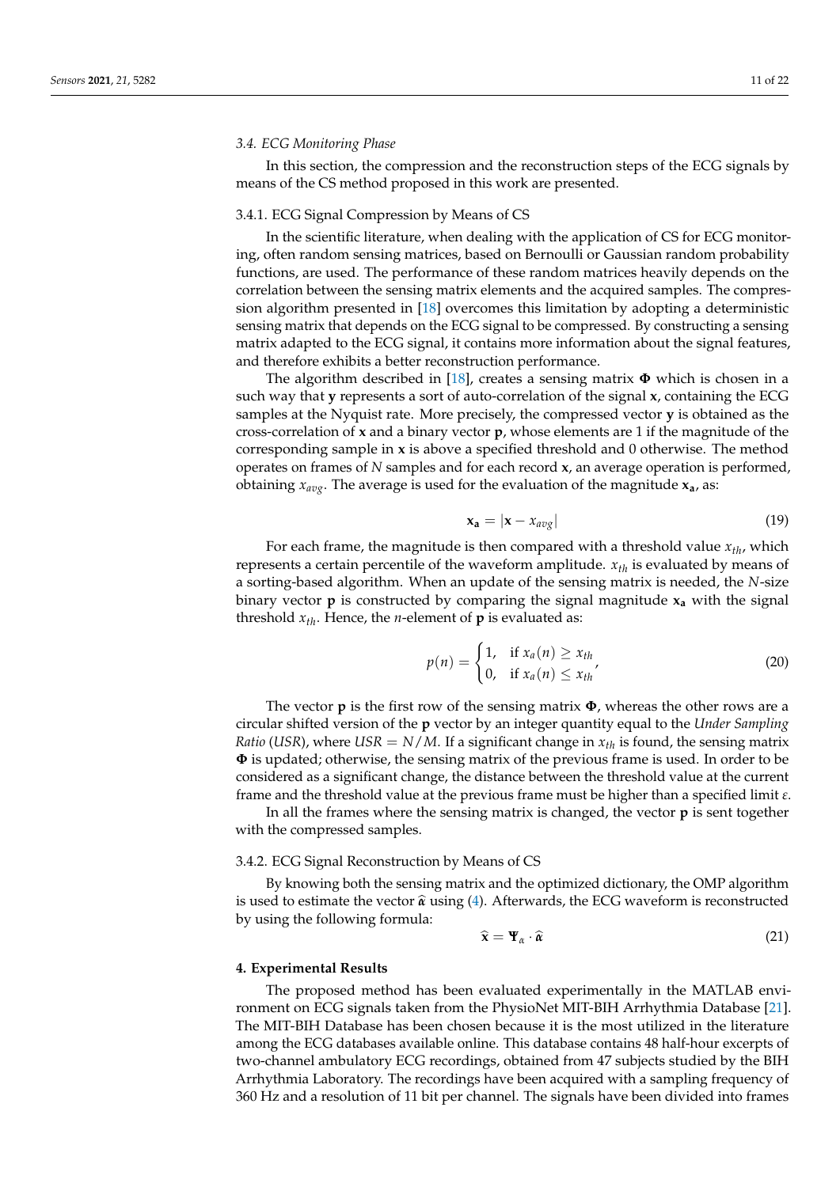### 3.4. ECG Monitoring Phase

In this section, the compression and the reconstruction steps of the ECG signals by means of the CS method proposed in this work are presented.

#### 3.4.1. ECG Signal Compression by Means of CS

In the scientific literature, when dealing with the application of CS for ECG monitoring, often random sensing matrices, based on Bernoulli or Gaussian random probability functions, are used. The performance of these random matrices heavily depends on the correlation between the sensing matrix elements and the acquired samples. The compression algorithm presented in [18] overcomes this limitation by adopting a deterministic sensing matrix that depends on the ECG signal to be compressed. By constructing a sensing matrix adapted to the ECG signal, it contains more information about the signal features, and therefore exhibits a better reconstruction performance.

The algorithm described in [18], creates a sensing matrix $\mathbf{\Phi}$ which is chosen in a such way that $\mathbf{y}$ represents a sort of auto-correlation of the signal $\mathbf{x}$, containing the ECG samples at the Nyquist rate. More precisely, the compressed vector $\mathbf{y}$ is obtained as the cross-correlation of $\mathbf{x}$ and a binary vector $\mathbf{p}$, whose elements are 1 if the magnitude of the corresponding sample in $\mathbf{x}$ is above a specified threshold and 0 otherwise. The method operates on frames of $N$ samples and for each record $\mathbf{x}$, an average operation is performed, obtaining $x_{avg}$. The average is used for the evaluation of the magnitude $\mathbf{x_a}$, as:

$$\mathbf{x_a} = |\mathbf{x} - x_{avg}| \tag{19}$$

For each frame, the magnitude is then compared with a threshold value $x_{th}$, which represents a certain percentile of the waveform amplitude. $x_{th}$ is evaluated by means of a sorting-based algorithm. When an update of the sensing matrix is needed, the $N$-size binary vector $\mathbf{p}$ is constructed by comparing the signal magnitude $\mathbf{x_a}$ with the signal threshold $x_{th}$. Hence, the $n$-element of $\mathbf{p}$ is evaluated as:

$$p(n) = \begin{cases} 1, & \text{if } x_a(n) \geq x_{th} \\ 0, & \text{if } x_a(n) \leq x_{th} \end{cases}, \tag{20}$$

The vector $\mathbf{p}$ is the first row of the sensing matrix $\mathbf{\Phi}$, whereas the other rows are a circular shifted version of the $\mathbf{p}$ vector by an integer quantity equal to the *Under Sampling Ratio* (*USR*), where $USR = N/M$. If a significant change in $x_{th}$ is found, the sensing matrix $\mathbf{\Phi}$ is updated; otherwise, the sensing matrix of the previous frame is used. In order to be considered as a significant change, the distance between the threshold value at the current frame and the threshold value at the previous frame must be higher than a specified limit $\varepsilon$.

In all the frames where the sensing matrix is changed, the vector $\mathbf{p}$ is sent together with the compressed samples.

#### 3.4.2. ECG Signal Reconstruction by Means of CS

By knowing both the sensing matrix and the optimized dictionary, the OMP algorithm is used to estimate the vector $\widehat{\boldsymbol{\alpha}}$ using (4). Afterwards, the ECG waveform is reconstructed by using the following formula:

$$\widehat{\mathbf{x}} = \mathbf{\Psi}_{\alpha} \cdot \widehat{\boldsymbol{\alpha}} \tag{21}$$

## 4. Experimental Results

The proposed method has been evaluated experimentally in the MATLAB environment on ECG signals taken from the PhysioNet MIT-BIH Arrhythmia Database [21]. The MIT-BIH Database has been chosen because it is the most utilized in the literature among the ECG databases available online. This database contains 48 half-hour excerpts of two-channel ambulatory ECG recordings, obtained from 47 subjects studied by the BIH Arrhythmia Laboratory. The recordings have been acquired with a sampling frequency of 360 Hz and a resolution of 11 bit per channel. The signals have been divided into frames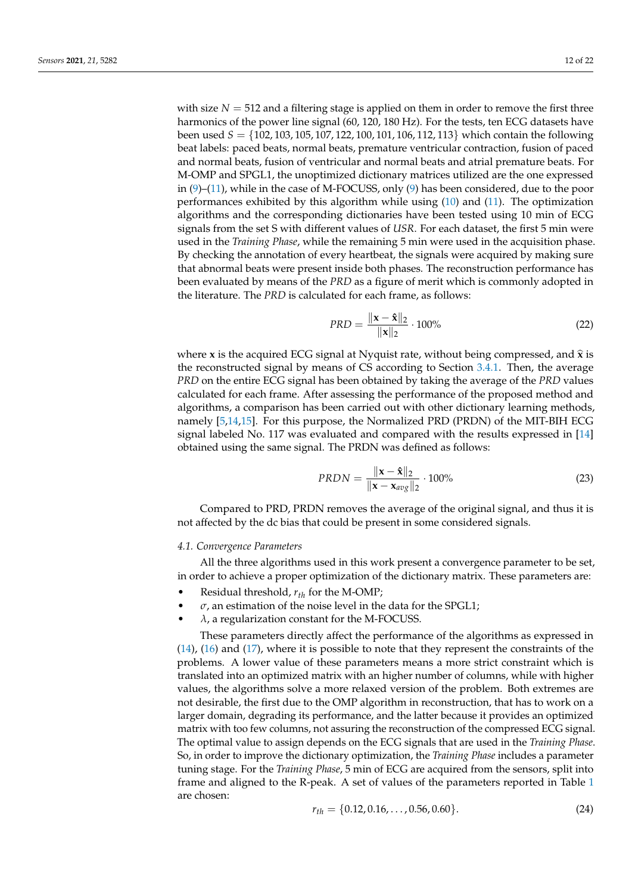with size $N = 512$ and a filtering stage is applied on them in order to remove the first three harmonics of the power line signal (60, 120, 180 Hz). For the tests, ten ECG datasets have been used $S = \{102, 103, 105, 107, 122, 100, 101, 106, 112, 113\}$ which contain the following beat labels: paced beats, normal beats, premature ventricular contraction, fusion of paced and normal beats, fusion of ventricular and normal beats and atrial premature beats. For M-OMP and SPGL1, the unoptimized dictionary matrices utilized are the one expressed in (9)–(11), while in the case of M-FOCUSS, only (9) has been considered, due to the poor performances exhibited by this algorithm while using (10) and (11). The optimization algorithms and the corresponding dictionaries have been tested using 10 min of ECG signals from the set S with different values of *USR*. For each dataset, the first 5 min were used in the *Training Phase*, while the remaining 5 min were used in the acquisition phase. By checking the annotation of every heartbeat, the signals were acquired by making sure that abnormal beats were present inside both phases. The reconstruction performance has been evaluated by means of the *PRD* as a figure of merit which is commonly adopted in the literature. The *PRD* is calculated for each frame, as follows:

$$PRD = \frac{\|\mathbf{x} - \hat{\mathbf{x}}\|_2}{\|\mathbf{x}\|_2} \cdot 100\% \tag{22}$$

where $\mathbf{x}$ is the acquired ECG signal at Nyquist rate, without being compressed, and $\hat{\mathbf{x}}$ is the reconstructed signal by means of CS according to Section 3.4.1. Then, the average *PRD* on the entire ECG signal has been obtained by taking the average of the *PRD* values calculated for each frame. After assessing the performance of the proposed method and algorithms, a comparison has been carried out with other dictionary learning methods, namely [5,14,15]. For this purpose, the Normalized PRD (PRDN) of the MIT-BIH ECG signal labeled No. 117 was evaluated and compared with the results expressed in [14] obtained using the same signal. The PRDN was defined as follows:

$$PRDN = \frac{\|\mathbf{x} - \hat{\mathbf{x}}\|_2}{\|\mathbf{x} - \mathbf{x}_{avg}\|_2} \cdot 100\% \tag{23}$$

Compared to PRD, PRDN removes the average of the original signal, and thus it is not affected by the dc bias that could be present in some considered signals.

### 4.1. Convergence Parameters

All the three algorithms used in this work present a convergence parameter to be set, in order to achieve a proper optimization of the dictionary matrix. These parameters are:

- Residual threshold, $r_{th}$ for the M-OMP;
- $\sigma$, an estimation of the noise level in the data for the SPGL1;
- $\lambda$, a regularization constant for the M-FOCUSS.

These parameters directly affect the performance of the algorithms as expressed in (14), (16) and (17), where it is possible to note that they represent the constraints of the problems. A lower value of these parameters means a more strict constraint which is translated into an optimized matrix with an higher number of columns, while with higher values, the algorithms solve a more relaxed version of the problem. Both extremes are not desirable, the first due to the OMP algorithm in reconstruction, that has to work on a larger domain, degrading its performance, and the latter because it provides an optimized matrix with too few columns, not assuring the reconstruction of the compressed ECG signal. The optimal value to assign depends on the ECG signals that are used in the *Training Phase*. So, in order to improve the dictionary optimization, the *Training Phase* includes a parameter tuning stage. For the *Training Phase*, 5 min of ECG are acquired from the sensors, split into frame and aligned to the R-peak. A set of values of the parameters reported in Table 1 are chosen:

$$r_{th} = \{0.12, 0.16, \ldots, 0.56, 0.60\}. \tag{24}$$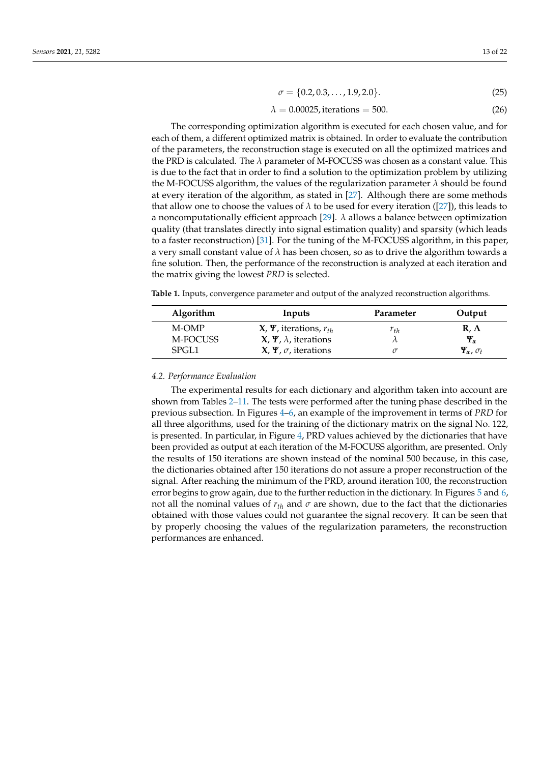$$\sigma = \{0.2, 0.3, \ldots, 1.9, 2.0\}. \tag{25}$$

$$\lambda = 0.00025, \text{iterations} = 500. \tag{26}$$

The corresponding optimization algorithm is executed for each chosen value, and for each of them, a different optimized matrix is obtained. In order to evaluate the contribution of the parameters, the reconstruction stage is executed on all the optimized matrices and the PRD is calculated. The $\lambda$ parameter of M-FOCUSS was chosen as a constant value. This is due to the fact that in order to find a solution to the optimization problem by utilizing the M-FOCUSS algorithm, the values of the regularization parameter $\lambda$ should be found at every iteration of the algorithm, as stated in [27]. Although there are some methods that allow one to choose the values of $\lambda$ to be used for every iteration ([27]), this leads to a noncomputationally efficient approach [29]. $\lambda$ allows a balance between optimization quality (that translates directly into signal estimation quality) and sparsity (which leads to a faster reconstruction) [31]. For the tuning of the M-FOCUSS algorithm, in this paper, a very small constant value of $\lambda$ has been chosen, so as to drive the algorithm towards a fine solution. Then, the performance of the reconstruction is analyzed at each iteration and the matrix giving the lowest *PRD* is selected.

**Table 1.** Inputs, convergence parameter and output of the analyzed reconstruction algorithms.

| Algorithm | Inputs | Parameter | Output |
|---|---|---|---|
| M-OMP | $\mathbf{X}$, $\mathbf{\Psi}$, iterations, $r_{th}$ | $r_{th}$ | $\mathbf{R}$, $\mathbf{\Lambda}$ |
| M-FOCUSS | $\mathbf{X}$, $\mathbf{\Psi}$, $\lambda$, iterations | $\lambda$ | $\mathbf{\Psi}_{\alpha}$ |
| SPGL1 | $\mathbf{X}$, $\mathbf{\Psi}$, $\sigma$, iterations | $\sigma$ | $\mathbf{\Psi}_{\alpha}$, $\sigma_t$ |

### 4.2. Performance Evaluation

The experimental results for each dictionary and algorithm taken into account are shown from Tables 2–11. The tests were performed after the tuning phase described in the previous subsection. In Figures 4–6, an example of the improvement in terms of *PRD* for all three algorithms, used for the training of the dictionary matrix on the signal No. 122, is presented. In particular, in Figure 4, PRD values achieved by the dictionaries that have been provided as output at each iteration of the M-FOCUSS algorithm, are presented. Only the results of 150 iterations are shown instead of the nominal 500 because, in this case, the dictionaries obtained after 150 iterations do not assure a proper reconstruction of the signal. After reaching the minimum of the PRD, around iteration 100, the reconstruction error begins to grow again, due to the further reduction in the dictionary. In Figures 5 and 6, not all the nominal values of $r_{th}$ and $\sigma$ are shown, due to the fact that the dictionaries obtained with those values could not guarantee the signal recovery. It can be seen that by properly choosing the values of the regularization parameters, the reconstruction performances are enhanced.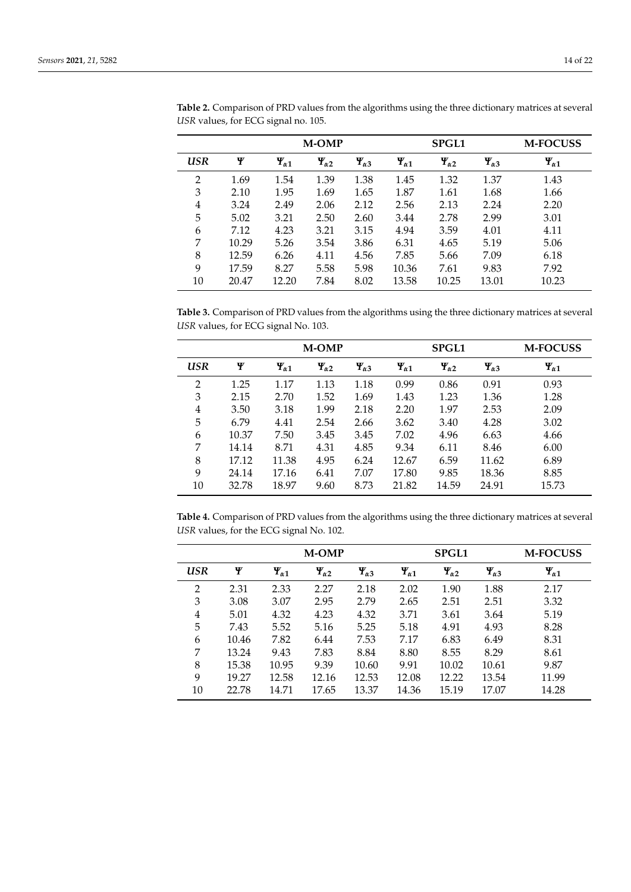**Table 2.** Comparison of PRD values from the algorithms using the three dictionary matrices at several *USR* values, for ECG signal no. 105.

| | M-OMP | | | | SPGL1 | | | M-FOCUSS |
|---|---|---|---|---|---|---|---|---|
| ***USR*** | $\Psi$ | $\Psi_{\alpha 1}$ | $\Psi_{\alpha 2}$ | $\Psi_{\alpha 3}$ | $\Psi_{\alpha 1}$ | $\Psi_{\alpha 2}$ | $\Psi_{\alpha 3}$ | $\Psi_{\alpha 1}$ |
| 2 | 1.69 | 1.54 | 1.39 | 1.38 | 1.45 | 1.32 | 1.37 | 1.43 |
| 3 | 2.10 | 1.95 | 1.69 | 1.65 | 1.87 | 1.61 | 1.68 | 1.66 |
| 4 | 3.24 | 2.49 | 2.06 | 2.12 | 2.56 | 2.13 | 2.24 | 2.20 |
| 5 | 5.02 | 3.21 | 2.50 | 2.60 | 3.44 | 2.78 | 2.99 | 3.01 |
| 6 | 7.12 | 4.23 | 3.21 | 3.15 | 4.94 | 3.59 | 4.01 | 4.11 |
| 7 | 10.29 | 5.26 | 3.54 | 3.86 | 6.31 | 4.65 | 5.19 | 5.06 |
| 8 | 12.59 | 6.26 | 4.11 | 4.56 | 7.85 | 5.66 | 7.09 | 6.18 |
| 9 | 17.59 | 8.27 | 5.58 | 5.98 | 10.36 | 7.61 | 9.83 | 7.92 |
| 10 | 20.47 | 12.20 | 7.84 | 8.02 | 13.58 | 10.25 | 13.01 | 10.23 |

**Table 3.** Comparison of PRD values from the algorithms using the three dictionary matrices at several *USR* values, for ECG signal No. 103.

| | M-OMP | | | | SPGL1 | | | M-FOCUSS |
|---|---|---|---|---|---|---|---|---|
| ***USR*** | $\Psi$ | $\Psi_{\alpha 1}$ | $\Psi_{\alpha 2}$ | $\Psi_{\alpha 3}$ | $\Psi_{\alpha 1}$ | $\Psi_{\alpha 2}$ | $\Psi_{\alpha 3}$ | $\Psi_{\alpha 1}$ |
| 2 | 1.25 | 1.17 | 1.13 | 1.18 | 0.99 | 0.86 | 0.91 | 0.93 |
| 3 | 2.15 | 2.70 | 1.52 | 1.69 | 1.43 | 1.23 | 1.36 | 1.28 |
| 4 | 3.50 | 3.18 | 1.99 | 2.18 | 2.20 | 1.97 | 2.53 | 2.09 |
| 5 | 6.79 | 4.41 | 2.54 | 2.66 | 3.62 | 3.40 | 4.28 | 3.02 |
| 6 | 10.37 | 7.50 | 3.45 | 3.45 | 7.02 | 4.96 | 6.63 | 4.66 |
| 7 | 14.14 | 8.71 | 4.31 | 4.85 | 9.34 | 6.11 | 8.46 | 6.00 |
| 8 | 17.12 | 11.38 | 4.95 | 6.24 | 12.67 | 6.59 | 11.62 | 6.89 |
| 9 | 24.14 | 17.16 | 6.41 | 7.07 | 17.80 | 9.85 | 18.36 | 8.85 |
| 10 | 32.78 | 18.97 | 9.60 | 8.73 | 21.82 | 14.59 | 24.91 | 15.73 |

**Table 4.** Comparison of PRD values from the algorithms using the three dictionary matrices at several *USR* values, for the ECG signal No. 102.

| | M-OMP | | | | SPGL1 | | | M-FOCUSS |
|---|---|---|---|---|---|---|---|---|
| ***USR*** | $\Psi$ | $\Psi_{\alpha 1}$ | $\Psi_{\alpha 2}$ | $\Psi_{\alpha 3}$ | $\Psi_{\alpha 1}$ | $\Psi_{\alpha 2}$ | $\Psi_{\alpha 3}$ | $\Psi_{\alpha 1}$ |
| 2 | 2.31 | 2.33 | 2.27 | 2.18 | 2.02 | 1.90 | 1.88 | 2.17 |
| 3 | 3.08 | 3.07 | 2.95 | 2.79 | 2.65 | 2.51 | 2.51 | 3.32 |
| 4 | 5.01 | 4.32 | 4.23 | 4.32 | 3.71 | 3.61 | 3.64 | 5.19 |
| 5 | 7.43 | 5.52 | 5.16 | 5.25 | 5.18 | 4.91 | 4.93 | 8.28 |
| 6 | 10.46 | 7.82 | 6.44 | 7.53 | 7.17 | 6.83 | 6.49 | 8.31 |
| 7 | 13.24 | 9.43 | 7.83 | 8.84 | 8.80 | 8.55 | 8.29 | 8.61 |
| 8 | 15.38 | 10.95 | 9.39 | 10.60 | 9.91 | 10.02 | 10.61 | 9.87 |
| 9 | 19.27 | 12.58 | 12.16 | 12.53 | 12.08 | 12.22 | 13.54 | 11.99 |
| 10 | 22.78 | 14.71 | 17.65 | 13.37 | 14.36 | 15.19 | 17.07 | 14.28 |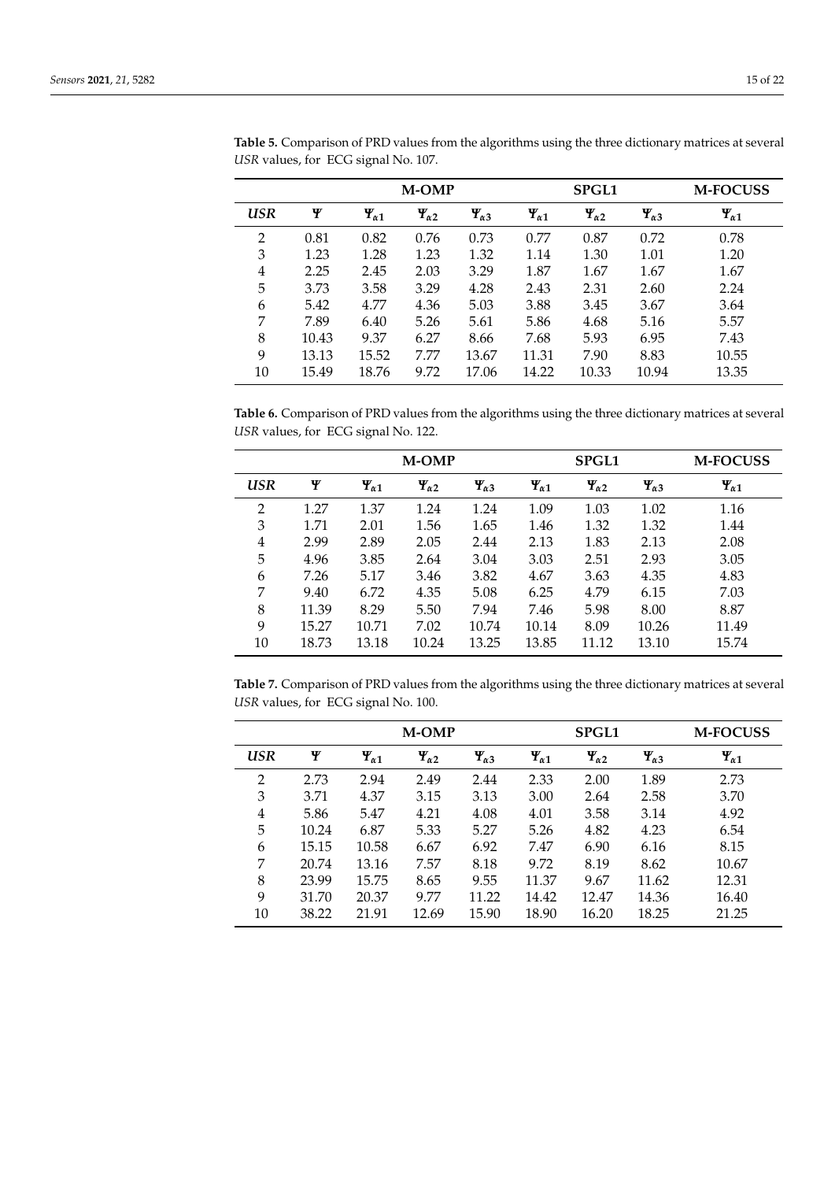**Table 5.** Comparison of PRD values from the algorithms using the three dictionary matrices at several *USR* values, for ECG signal No. 107.

| | M-OMP | | | | SPGL1 | | | M-FOCUSS |
|---|---|---|---|---|---|---|---|---|
| ***USR*** | $\Psi$ | $\Psi_{\alpha 1}$ | $\Psi_{\alpha 2}$ | $\Psi_{\alpha 3}$ | $\Psi_{\alpha 1}$ | $\Psi_{\alpha 2}$ | $\Psi_{\alpha 3}$ | $\Psi_{\alpha 1}$ |
| 2 | 0.81 | 0.82 | 0.76 | 0.73 | 0.77 | 0.87 | 0.72 | 0.78 |
| 3 | 1.23 | 1.28 | 1.23 | 1.32 | 1.14 | 1.30 | 1.01 | 1.20 |
| 4 | 2.25 | 2.45 | 2.03 | 3.29 | 1.87 | 1.67 | 1.67 | 1.67 |
| 5 | 3.73 | 3.58 | 3.29 | 4.28 | 2.43 | 2.31 | 2.60 | 2.24 |
| 6 | 5.42 | 4.77 | 4.36 | 5.03 | 3.88 | 3.45 | 3.67 | 3.64 |
| 7 | 7.89 | 6.40 | 5.26 | 5.61 | 5.86 | 4.68 | 5.16 | 5.57 |
| 8 | 10.43 | 9.37 | 6.27 | 8.66 | 7.68 | 5.93 | 6.95 | 7.43 |
| 9 | 13.13 | 15.52 | 7.77 | 13.67 | 11.31 | 7.90 | 8.83 | 10.55 |
| 10 | 15.49 | 18.76 | 9.72 | 17.06 | 14.22 | 10.33 | 10.94 | 13.35 |

**Table 6.** Comparison of PRD values from the algorithms using the three dictionary matrices at several *USR* values, for ECG signal No. 122.

| | M-OMP | | | | SPGL1 | | | M-FOCUSS |
|---|---|---|---|---|---|---|---|---|
| ***USR*** | $\Psi$ | $\Psi_{\alpha 1}$ | $\Psi_{\alpha 2}$ | $\Psi_{\alpha 3}$ | $\Psi_{\alpha 1}$ | $\Psi_{\alpha 2}$ | $\Psi_{\alpha 3}$ | $\Psi_{\alpha 1}$ |
| 2 | 1.27 | 1.37 | 1.24 | 1.24 | 1.09 | 1.03 | 1.02 | 1.16 |
| 3 | 1.71 | 2.01 | 1.56 | 1.65 | 1.46 | 1.32 | 1.32 | 1.44 |
| 4 | 2.99 | 2.89 | 2.05 | 2.44 | 2.13 | 1.83 | 2.13 | 2.08 |
| 5 | 4.96 | 3.85 | 2.64 | 3.04 | 3.03 | 2.51 | 2.93 | 3.05 |
| 6 | 7.26 | 5.17 | 3.46 | 3.82 | 4.67 | 3.63 | 4.35 | 4.83 |
| 7 | 9.40 | 6.72 | 4.35 | 5.08 | 6.25 | 4.79 | 6.15 | 7.03 |
| 8 | 11.39 | 8.29 | 5.50 | 7.94 | 7.46 | 5.98 | 8.00 | 8.87 |
| 9 | 15.27 | 10.71 | 7.02 | 10.74 | 10.14 | 8.09 | 10.26 | 11.49 |
| 10 | 18.73 | 13.18 | 10.24 | 13.25 | 13.85 | 11.12 | 13.10 | 15.74 |

**Table 7.** Comparison of PRD values from the algorithms using the three dictionary matrices at several *USR* values, for ECG signal No. 100.

| | M-OMP | | | | SPGL1 | | | M-FOCUSS |
|---|---|---|---|---|---|---|---|---|
| ***USR*** | $\Psi$ | $\Psi_{\alpha 1}$ | $\Psi_{\alpha 2}$ | $\Psi_{\alpha 3}$ | $\Psi_{\alpha 1}$ | $\Psi_{\alpha 2}$ | $\Psi_{\alpha 3}$ | $\Psi_{\alpha 1}$ |
| 2 | 2.73 | 2.94 | 2.49 | 2.44 | 2.33 | 2.00 | 1.89 | 2.73 |
| 3 | 3.71 | 4.37 | 3.15 | 3.13 | 3.00 | 2.64 | 2.58 | 3.70 |
| 4 | 5.86 | 5.47 | 4.21 | 4.08 | 4.01 | 3.58 | 3.14 | 4.92 |
| 5 | 10.24 | 6.87 | 5.33 | 5.27 | 5.26 | 4.82 | 4.23 | 6.54 |
| 6 | 15.15 | 10.58 | 6.67 | 6.92 | 7.47 | 6.90 | 6.16 | 8.15 |
| 7 | 20.74 | 13.16 | 7.57 | 8.18 | 9.72 | 8.19 | 8.62 | 10.67 |
| 8 | 23.99 | 15.75 | 8.65 | 9.55 | 11.37 | 9.67 | 11.62 | 12.31 |
| 9 | 31.70 | 20.37 | 9.77 | 11.22 | 14.42 | 12.47 | 14.36 | 16.40 |
| 10 | 38.22 | 21.91 | 12.69 | 15.90 | 18.90 | 16.20 | 18.25 | 21.25 |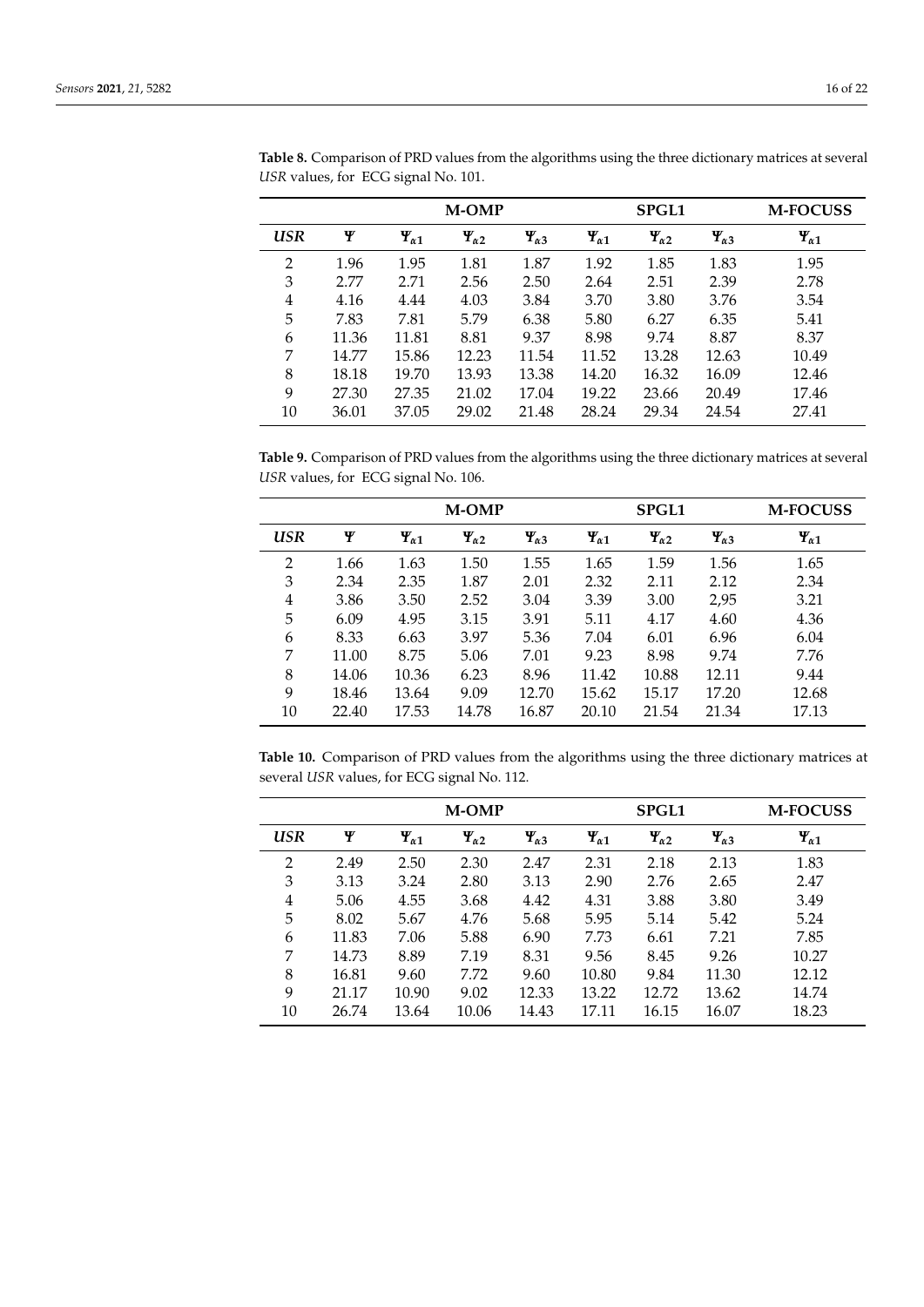**Table 8.** Comparison of PRD values from the algorithms using the three dictionary matrices at several *USR* values, for ECG signal No. 101.

| | M-OMP | | | | SPGL1 | | | M-FOCUSS |
|---|---|---|---|---|---|---|---|---|
| ***USR*** | $\Psi$ | $\Psi_{\alpha 1}$ | $\Psi_{\alpha 2}$ | $\Psi_{\alpha 3}$ | $\Psi_{\alpha 1}$ | $\Psi_{\alpha 2}$ | $\Psi_{\alpha 3}$ | $\Psi_{\alpha 1}$ |
| 2 | 1.96 | 1.95 | 1.81 | 1.87 | 1.92 | 1.85 | 1.83 | 1.95 |
| 3 | 2.77 | 2.71 | 2.56 | 2.50 | 2.64 | 2.51 | 2.39 | 2.78 |
| 4 | 4.16 | 4.44 | 4.03 | 3.84 | 3.70 | 3.80 | 3.76 | 3.54 |
| 5 | 7.83 | 7.81 | 5.79 | 6.38 | 5.80 | 6.27 | 6.35 | 5.41 |
| 6 | 11.36 | 11.81 | 8.81 | 9.37 | 8.98 | 9.74 | 8.87 | 8.37 |
| 7 | 14.77 | 15.86 | 12.23 | 11.54 | 11.52 | 13.28 | 12.63 | 10.49 |
| 8 | 18.18 | 19.70 | 13.93 | 13.38 | 14.20 | 16.32 | 16.09 | 12.46 |
| 9 | 27.30 | 27.35 | 21.02 | 17.04 | 19.22 | 23.66 | 20.49 | 17.46 |
| 10 | 36.01 | 37.05 | 29.02 | 21.48 | 28.24 | 29.34 | 24.54 | 27.41 |

**Table 9.** Comparison of PRD values from the algorithms using the three dictionary matrices at several *USR* values, for ECG signal No. 106.

| | M-OMP | | | | SPGL1 | | | M-FOCUSS |
|---|---|---|---|---|---|---|---|---|
| ***USR*** | $\Psi$ | $\Psi_{\alpha 1}$ | $\Psi_{\alpha 2}$ | $\Psi_{\alpha 3}$ | $\Psi_{\alpha 1}$ | $\Psi_{\alpha 2}$ | $\Psi_{\alpha 3}$ | $\Psi_{\alpha 1}$ |
| 2 | 1.66 | 1.63 | 1.50 | 1.55 | 1.65 | 1.59 | 1.56 | 1.65 |
| 3 | 2.34 | 2.35 | 1.87 | 2.01 | 2.32 | 2.11 | 2.12 | 2.34 |
| 4 | 3.86 | 3.50 | 2.52 | 3.04 | 3.39 | 3.00 | 2,95 | 3.21 |
| 5 | 6.09 | 4.95 | 3.15 | 3.91 | 5.11 | 4.17 | 4.60 | 4.36 |
| 6 | 8.33 | 6.63 | 3.97 | 5.36 | 7.04 | 6.01 | 6.96 | 6.04 |
| 7 | 11.00 | 8.75 | 5.06 | 7.01 | 9.23 | 8.98 | 9.74 | 7.76 |
| 8 | 14.06 | 10.36 | 6.23 | 8.96 | 11.42 | 10.88 | 12.11 | 9.44 |
| 9 | 18.46 | 13.64 | 9.09 | 12.70 | 15.62 | 15.17 | 17.20 | 12.68 |
| 10 | 22.40 | 17.53 | 14.78 | 16.87 | 20.10 | 21.54 | 21.34 | 17.13 |

**Table 10.** Comparison of PRD values from the algorithms using the three dictionary matrices at several *USR* values, for ECG signal No. 112.

| | M-OMP | | | | SPGL1 | | | M-FOCUSS |
|---|---|---|---|---|---|---|---|---|
| ***USR*** | $\Psi$ | $\Psi_{\alpha 1}$ | $\Psi_{\alpha 2}$ | $\Psi_{\alpha 3}$ | $\Psi_{\alpha 1}$ | $\Psi_{\alpha 2}$ | $\Psi_{\alpha 3}$ | $\Psi_{\alpha 1}$ |
| 2 | 2.49 | 2.50 | 2.30 | 2.47 | 2.31 | 2.18 | 2.13 | 1.83 |
| 3 | 3.13 | 3.24 | 2.80 | 3.13 | 2.90 | 2.76 | 2.65 | 2.47 |
| 4 | 5.06 | 4.55 | 3.68 | 4.42 | 4.31 | 3.88 | 3.80 | 3.49 |
| 5 | 8.02 | 5.67 | 4.76 | 5.68 | 5.95 | 5.14 | 5.42 | 5.24 |
| 6 | 11.83 | 7.06 | 5.88 | 6.90 | 7.73 | 6.61 | 7.21 | 7.85 |
| 7 | 14.73 | 8.89 | 7.19 | 8.31 | 9.56 | 8.45 | 9.26 | 10.27 |
| 8 | 16.81 | 9.60 | 7.72 | 9.60 | 10.80 | 9.84 | 11.30 | 12.12 |
| 9 | 21.17 | 10.90 | 9.02 | 12.33 | 13.22 | 12.72 | 13.62 | 14.74 |
| 10 | 26.74 | 13.64 | 10.06 | 14.43 | 17.11 | 16.15 | 16.07 | 18.23 |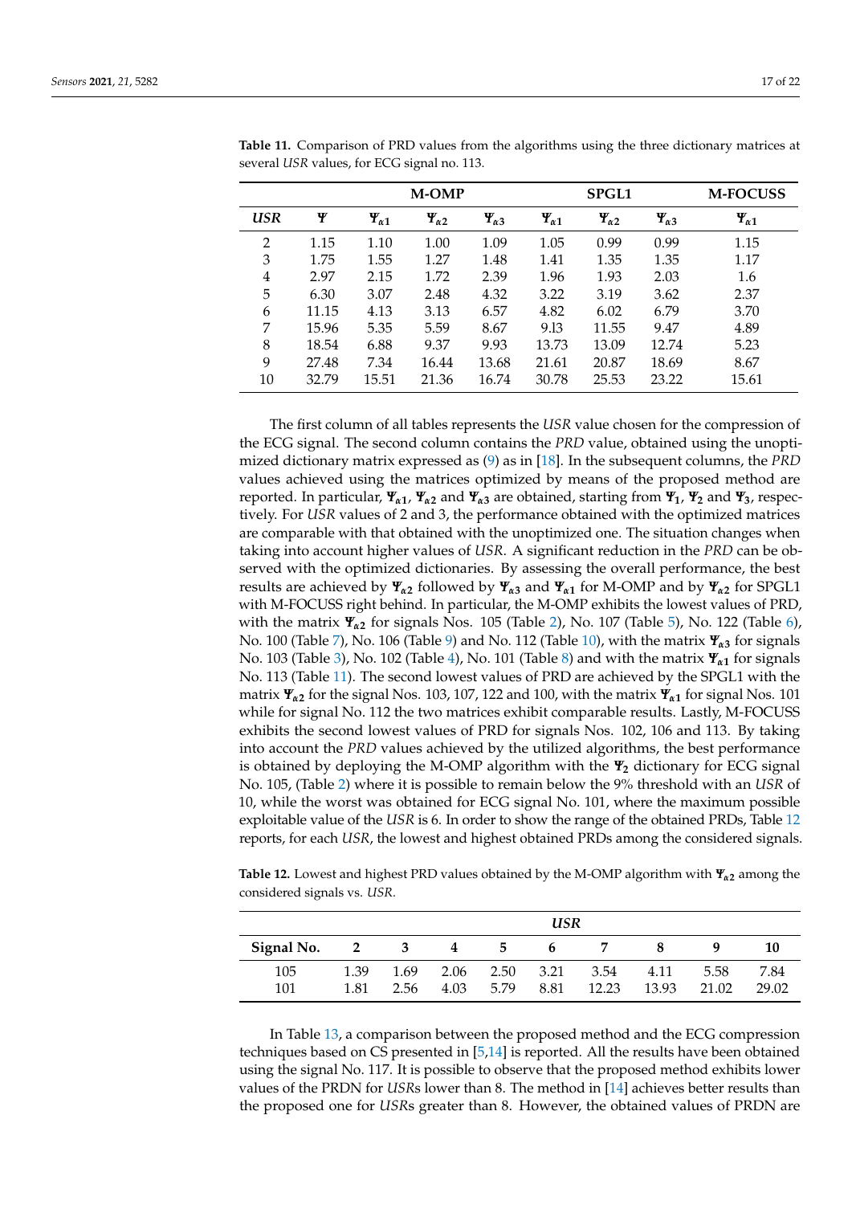**Table 11.** Comparison of PRD values from the algorithms using the three dictionary matrices at several *USR* values, for ECG signal no. 113.

| | M-OMP | | | | SPGL1 | | | M-FOCUSS |
|---|---|---|---|---|---|---|---|---|
| *USR* | $\Psi$ | $\Psi_{\alpha 1}$ | $\Psi_{\alpha 2}$ | $\Psi_{\alpha 3}$ | $\Psi_{\alpha 1}$ | $\Psi_{\alpha 2}$ | $\Psi_{\alpha 3}$ | $\Psi_{\alpha 1}$ |
| 2 | 1.15 | 1.10 | 1.00 | 1.09 | 1.05 | 0.99 | 0.99 | 1.15 |
| 3 | 1.75 | 1.55 | 1.27 | 1.48 | 1.41 | 1.35 | 1.35 | 1.17 |
| 4 | 2.97 | 2.15 | 1.72 | 2.39 | 1.96 | 1.93 | 2.03 | 1.6 |
| 5 | 6.30 | 3.07 | 2.48 | 4.32 | 3.22 | 3.19 | 3.62 | 2.37 |
| 6 | 11.15 | 4.13 | 3.13 | 6.57 | 4.82 | 6.02 | 6.79 | 3.70 |
| 7 | 15.96 | 5.35 | 5.59 | 8.67 | 9.13 | 11.55 | 9.47 | 4.89 |
| 8 | 18.54 | 6.88 | 9.37 | 9.93 | 13.73 | 13.09 | 12.74 | 5.23 |
| 9 | 27.48 | 7.34 | 16.44 | 13.68 | 21.61 | 20.87 | 18.69 | 8.67 |
| 10 | 32.79 | 15.51 | 21.36 | 16.74 | 30.78 | 25.53 | 23.22 | 15.61 |

The first column of all tables represents the *USR* value chosen for the compression of the ECG signal. The second column contains the *PRD* value, obtained using the unoptimized dictionary matrix expressed as (9) as in [18]. In the subsequent columns, the *PRD* values achieved using the matrices optimized by means of the proposed method are reported. In particular, $\Psi_{\alpha 1}$, $\Psi_{\alpha 2}$ and $\Psi_{\alpha 3}$ are obtained, starting from $\Psi_1$, $\Psi_2$ and $\Psi_3$, respectively. For *USR* values of 2 and 3, the performance obtained with the optimized matrices are comparable with that obtained with the unoptimized one. The situation changes when taking into account higher values of *USR*. A significant reduction in the *PRD* can be observed with the optimized dictionaries. By assessing the overall performance, the best results are achieved by $\Psi_{\alpha 2}$ followed by $\Psi_{\alpha 3}$ and $\Psi_{\alpha 1}$ for M-OMP and by $\Psi_{\alpha 2}$ for SPGL1 with M-FOCUSS right behind. In particular, the M-OMP exhibits the lowest values of PRD, with the matrix $\Psi_{\alpha 2}$ for signals Nos. 105 (Table 2), No. 107 (Table 5), No. 122 (Table 6), No. 100 (Table 7), No. 106 (Table 9) and No. 112 (Table 10), with the matrix $\Psi_{\alpha 3}$ for signals No. 103 (Table 3), No. 102 (Table 4), No. 101 (Table 8) and with the matrix $\Psi_{\alpha 1}$ for signals No. 113 (Table 11). The second lowest values of PRD are achieved by the SPGL1 with the matrix $\Psi_{\alpha 2}$ for the signal Nos. 103, 107, 122 and 100, with the matrix $\Psi_{\alpha 1}$ for signal Nos. 101 while for signal No. 112 the two matrices exhibit comparable results. Lastly, M-FOCUSS exhibits the second lowest values of PRD for signals Nos. 102, 106 and 113. By taking into account the *PRD* values achieved by the utilized algorithms, the best performance is obtained by deploying the M-OMP algorithm with the $\Psi_2$ dictionary for ECG signal No. 105, (Table 2) where it is possible to remain below the 9% threshold with an *USR* of 10, while the worst was obtained for ECG signal No. 101, where the maximum possible exploitable value of the *USR* is 6. In order to show the range of the obtained PRDs, Table 12 reports, for each *USR*, the lowest and highest obtained PRDs among the considered signals.

**Table 12.** Lowest and highest PRD values obtained by the M-OMP algorithm with $\Psi_{\alpha 2}$ among the considered signals vs. *USR*.

| | *USR* | | | | | | | | |
|---|---|---|---|---|---|---|---|---|---|
| **Signal No.** | **2** | **3** | **4** | **5** | **6** | **7** | **8** | **9** | **10** |
| 105 | 1.39 | 1.69 | 2.06 | 2.50 | 3.21 | 3.54 | 4.11 | 5.58 | 7.84 |
| 101 | 1.81 | 2.56 | 4.03 | 5.79 | 8.81 | 12.23 | 13.93 | 21.02 | 29.02 |

In Table 13, a comparison between the proposed method and the ECG compression techniques based on CS presented in [5,14] is reported. All the results have been obtained using the signal No. 117. It is possible to observe that the proposed method exhibits lower values of the PRDN for *USR*s lower than 8. The method in [14] achieves better results than the proposed one for *USR*s greater than 8. However, the obtained values of PRDN are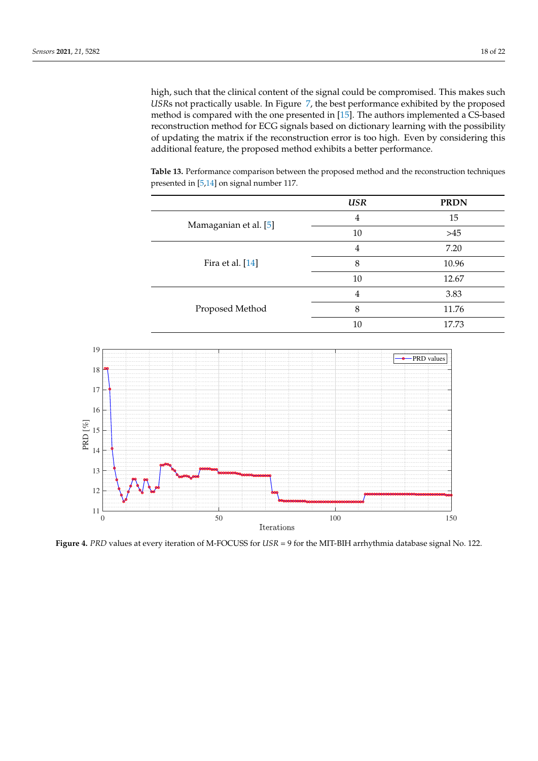high, such that the clinical content of the signal could be compromised. This makes such *USR*s not practically usable. In Figure 7, the best performance exhibited by the proposed method is compared with the one presented in [15]. The authors implemented a CS-based reconstruction method for ECG signals based on dictionary learning with the possibility of updating the matrix if the reconstruction error is too high. Even by considering this additional feature, the proposed method exhibits a better performance.

**Table 13.** Performance comparison between the proposed method and the reconstruction techniques presented in [5,14] on signal number 117.

| | *USR* | PRDN |
|---|---|---|
| Mamaganian et al. [5] | 4 | 15 |
| | 10 | >45 |
| Fira et al. [14] | 4 | 7.20 |
| | 8 | 10.96 |
| | 10 | 12.67 |
| Proposed Method | 4 | 3.83 |
| | 8 | 11.76 |
| | 10 | 17.73 |

**Figure 4.** *PRD* values at every iteration of M-FOCUSS for *USR* = 9 for the MIT-BIH arrhythmia database signal No. 122.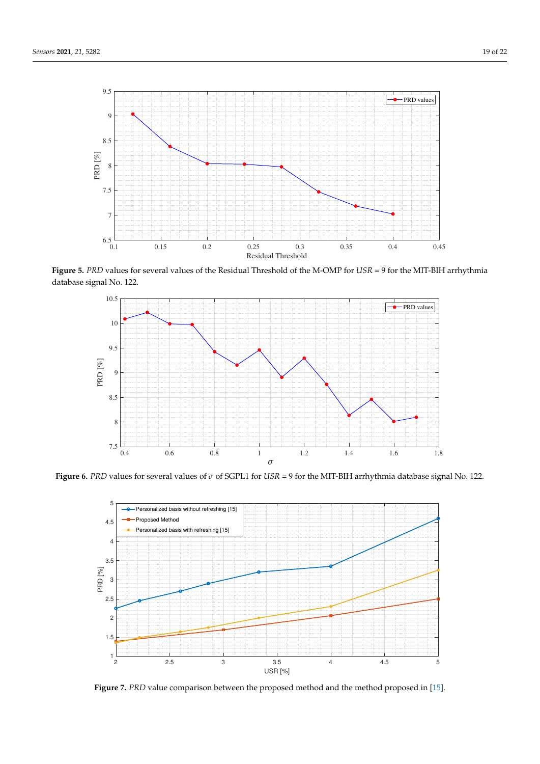**Figure 5.** *PRD* values for several values of the Residual Threshold of the M-OMP for *USR* = 9 for the MIT-BIH arrhythmia database signal No. 122.

**Figure 6.** *PRD* values for several values of $\sigma$ of SGPL1 for *USR* = 9 for the MIT-BIH arrhythmia database signal No. 122.

**Figure 7.** *PRD* value comparison between the proposed method and the method proposed in [15].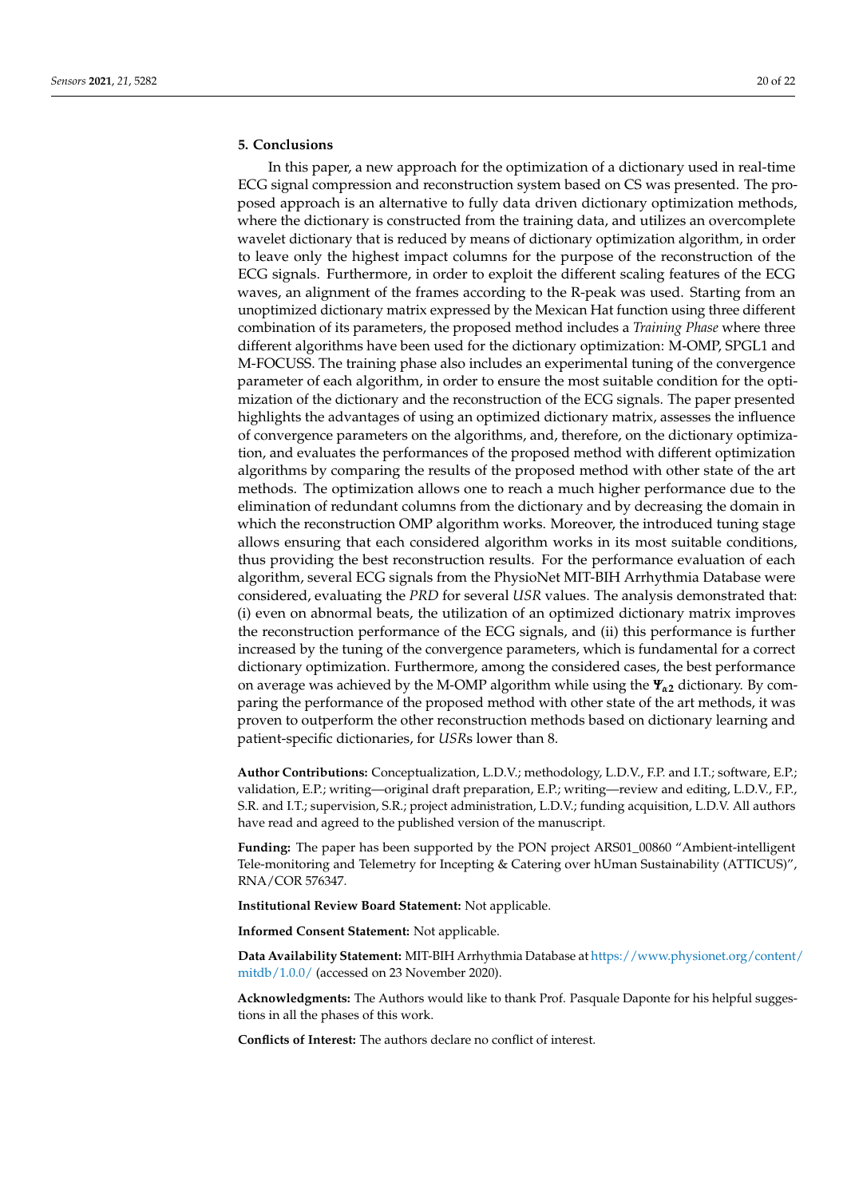## 5. Conclusions

In this paper, a new approach for the optimization of a dictionary used in real-time ECG signal compression and reconstruction system based on CS was presented. The proposed approach is an alternative to fully data driven dictionary optimization methods, where the dictionary is constructed from the training data, and utilizes an overcomplete wavelet dictionary that is reduced by means of dictionary optimization algorithm, in order to leave only the highest impact columns for the purpose of the reconstruction of the ECG signals. Furthermore, in order to exploit the different scaling features of the ECG waves, an alignment of the frames according to the R-peak was used. Starting from an unoptimized dictionary matrix expressed by the Mexican Hat function using three different combination of its parameters, the proposed method includes a *Training Phase* where three different algorithms have been used for the dictionary optimization: M-OMP, SPGL1 and M-FOCUSS. The training phase also includes an experimental tuning of the convergence parameter of each algorithm, in order to ensure the most suitable condition for the optimization of the dictionary and the reconstruction of the ECG signals. The paper presented highlights the advantages of using an optimized dictionary matrix, assesses the influence of convergence parameters on the algorithms, and, therefore, on the dictionary optimization, and evaluates the performances of the proposed method with different optimization algorithms by comparing the results of the proposed method with other state of the art methods. The optimization allows one to reach a much higher performance due to the elimination of redundant columns from the dictionary and by decreasing the domain in which the reconstruction OMP algorithm works. Moreover, the introduced tuning stage allows ensuring that each considered algorithm works in its most suitable conditions, thus providing the best reconstruction results. For the performance evaluation of each algorithm, several ECG signals from the PhysioNet MIT-BIH Arrhythmia Database were considered, evaluating the *PRD* for several *USR* values. The analysis demonstrated that: (i) even on abnormal beats, the utilization of an optimized dictionary matrix improves the reconstruction performance of the ECG signals, and (ii) this performance is further increased by the tuning of the convergence parameters, which is fundamental for a correct dictionary optimization. Furthermore, among the considered cases, the best performance on average was achieved by the M-OMP algorithm while using the $\boldsymbol{\Psi}_{a2}$ dictionary. By comparing the performance of the proposed method with other state of the art methods, it was proven to outperform the other reconstruction methods based on dictionary learning and patient-specific dictionaries, for *USR*s lower than 8.

**Author Contributions:** Conceptualization, L.D.V.; methodology, L.D.V., F.P. and I.T.; software, E.P.; validation, E.P.; writing—original draft preparation, E.P.; writing—review and editing, L.D.V., F.P., S.R. and I.T.; supervision, S.R.; project administration, L.D.V.; funding acquisition, L.D.V. All authors have read and agreed to the published version of the manuscript.

**Funding:** The paper has been supported by the PON project ARS01_00860 "Ambient-intelligent Tele-monitoring and Telemetry for Incepting & Catering over hUman Sustainability (ATTICUS)", RNA/COR 576347.

**Institutional Review Board Statement:** Not applicable.

**Informed Consent Statement:** Not applicable.

**Data Availability Statement:** MIT-BIH Arrhythmia Database at https://www.physionet.org/content/mitdb/1.0.0/ (accessed on 23 November 2020).

**Acknowledgments:** The Authors would like to thank Prof. Pasquale Daponte for his helpful suggestions in all the phases of this work.

**Conflicts of Interest:** The authors declare no conflict of interest.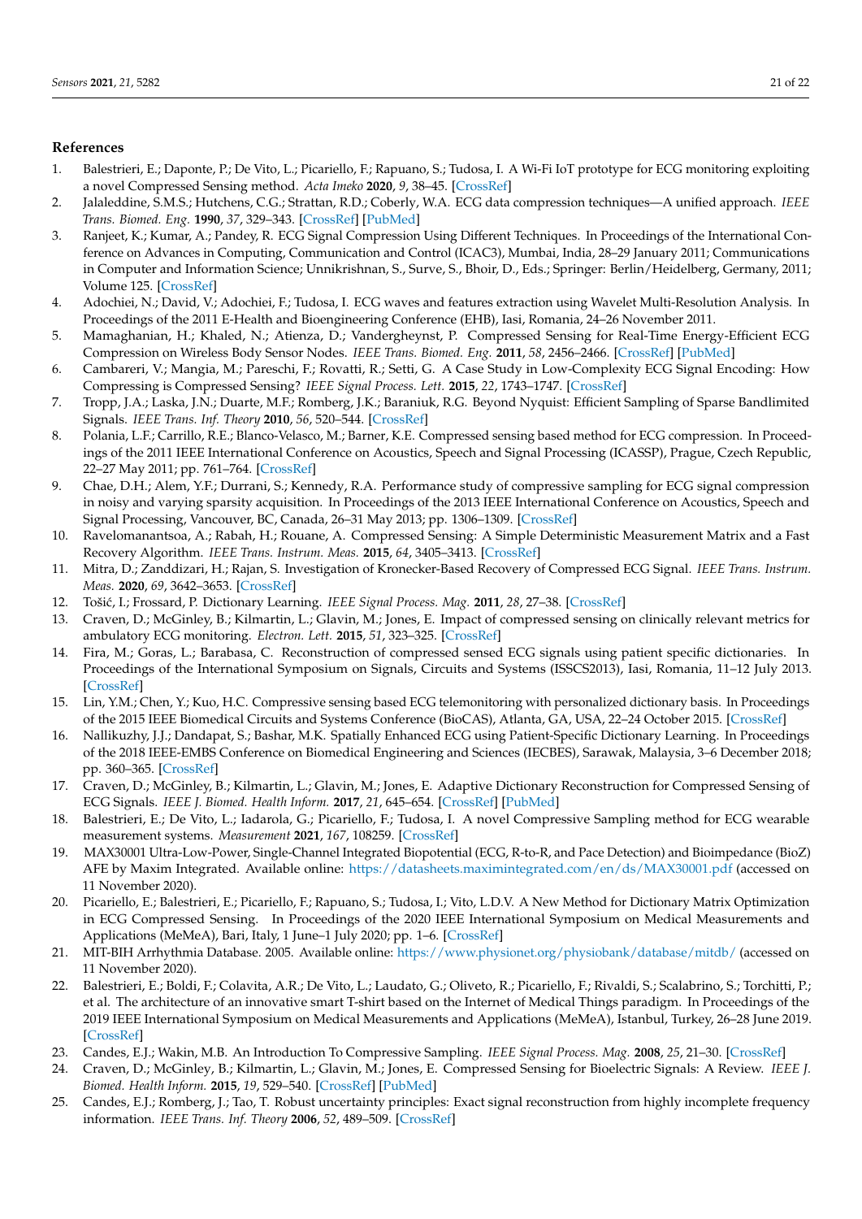## References

1. Balestrieri, E.; Daponte, P.; De Vito, L.; Picariello, F.; Rapuano, S.; Tudosa, I. A Wi-Fi IoT prototype for ECG monitoring exploiting a novel Compressed Sensing method. *Acta Imeko* **2020**, *9*, 38–45. [CrossRef]
2. Jalaleddine, S.M.S.; Hutchens, C.G.; Strattan, R.D.; Coberly, W.A. ECG data compression techniques—A unified approach. *IEEE Trans. Biomed. Eng.* **1990**, *37*, 329–343. [CrossRef] [PubMed]
3. Ranjeet, K.; Kumar, A.; Pandey, R. ECG Signal Compression Using Different Techniques. In Proceedings of the International Conference on Advances in Computing, Communication and Control (ICAC3), Mumbai, India, 28–29 January 2011; Communications in Computer and Information Science; Unnikrishnan, S., Surve, S., Bhoir, D., Eds.; Springer: Berlin/Heidelberg, Germany, 2011; Volume 125. [CrossRef]
4. Adochiei, N.; David, V.; Adochiei, F.; Tudosa, I. ECG waves and features extraction using Wavelet Multi-Resolution Analysis. In Proceedings of the 2011 E-Health and Bioengineering Conference (EHB), Iasi, Romania, 24–26 November 2011.
5. Mamaghanian, H.; Khaled, N.; Atienza, D.; Vandergheynst, P. Compressed Sensing for Real-Time Energy-Efficient ECG Compression on Wireless Body Sensor Nodes. *IEEE Trans. Biomed. Eng.* **2011**, *58*, 2456–2466. [CrossRef] [PubMed]
6. Cambareri, V.; Mangia, M.; Pareschi, F.; Rovatti, R.; Setti, G. A Case Study in Low-Complexity ECG Signal Encoding: How Compressing is Compressed Sensing? *IEEE Signal Process. Lett.* **2015**, *22*, 1743–1747. [CrossRef]
7. Tropp, J.A.; Laska, J.N.; Duarte, M.F.; Romberg, J.K.; Baraniuk, R.G. Beyond Nyquist: Efficient Sampling of Sparse Bandlimited Signals. *IEEE Trans. Inf. Theory* **2010**, *56*, 520–544. [CrossRef]
8. Polania, L.F.; Carrillo, R.E.; Blanco-Velasco, M.; Barner, K.E. Compressed sensing based method for ECG compression. In Proceedings of the 2011 IEEE International Conference on Acoustics, Speech and Signal Processing (ICASSP), Prague, Czech Republic, 22–27 May 2011; pp. 761–764. [CrossRef]
9. Chae, D.H.; Alem, Y.F.; Durrani, S.; Kennedy, R.A. Performance study of compressive sampling for ECG signal compression in noisy and varying sparsity acquisition. In Proceedings of the 2013 IEEE International Conference on Acoustics, Speech and Signal Processing, Vancouver, BC, Canada, 26–31 May 2013; pp. 1306–1309. [CrossRef]
10. Ravelomanantsoa, A.; Rabah, H.; Rouane, A. Compressed Sensing: A Simple Deterministic Measurement Matrix and a Fast Recovery Algorithm. *IEEE Trans. Instrum. Meas.* **2015**, *64*, 3405–3413. [CrossRef]
11. Mitra, D.; Zanddizari, H.; Rajan, S. Investigation of Kronecker-Based Recovery of Compressed ECG Signal. *IEEE Trans. Instrum. Meas.* **2020**, *69*, 3642–3653. [CrossRef]
12. Tošić, I.; Frossard, P. Dictionary Learning. *IEEE Signal Process. Mag.* **2011**, *28*, 27–38. [CrossRef]
13. Craven, D.; McGinley, B.; Kilmartin, L.; Glavin, M.; Jones, E. Impact of compressed sensing on clinically relevant metrics for ambulatory ECG monitoring. *Electron. Lett.* **2015**, *51*, 323–325. [CrossRef]
14. Fira, M.; Goras, L.; Barabasa, C. Reconstruction of compressed sensed ECG signals using patient specific dictionaries. In Proceedings of the International Symposium on Signals, Circuits and Systems (ISSCS2013), Iasi, Romania, 11–12 July 2013. [CrossRef]
15. Lin, Y.M.; Chen, Y.; Kuo, H.C. Compressive sensing based ECG telemonitoring with personalized dictionary basis. In Proceedings of the 2015 IEEE Biomedical Circuits and Systems Conference (BioCAS), Atlanta, GA, USA, 22–24 October 2015. [CrossRef]
16. Nallikuzhy, J.J.; Dandapat, S.; Bashar, M.K. Spatially Enhanced ECG using Patient-Specific Dictionary Learning. In Proceedings of the 2018 IEEE-EMBS Conference on Biomedical Engineering and Sciences (IECBES), Sarawak, Malaysia, 3–6 December 2018; pp. 360–365. [CrossRef]
17. Craven, D.; McGinley, B.; Kilmartin, L.; Glavin, M.; Jones, E. Adaptive Dictionary Reconstruction for Compressed Sensing of ECG Signals. *IEEE J. Biomed. Health Inform.* **2017**, *21*, 645–654. [CrossRef] [PubMed]
18. Balestrieri, E.; De Vito, L.; Iadarola, G.; Picariello, F.; Tudosa, I. A novel Compressive Sampling method for ECG wearable measurement systems. *Measurement* **2021**, *167*, 108259. [CrossRef]
19. MAX30001 Ultra-Low-Power, Single-Channel Integrated Biopotential (ECG, R-to-R, and Pace Detection) and Bioimpedance (BioZ) AFE by Maxim Integrated. Available online: https://datasheets.maximintegrated.com/en/ds/MAX30001.pdf (accessed on 11 November 2020).
20. Picariello, E.; Balestrieri, E.; Picariello, F.; Rapuano, S.; Tudosa, I.; Vito, L.D.V. A New Method for Dictionary Matrix Optimization in ECG Compressed Sensing. In Proceedings of the 2020 IEEE International Symposium on Medical Measurements and Applications (MeMeA), Bari, Italy, 1 June–1 July 2020; pp. 1–6. [CrossRef]
21. MIT-BIH Arrhythmia Database. 2005. Available online: https://www.physionet.org/physiobank/database/mitdb/ (accessed on 11 November 2020).
22. Balestrieri, E.; Boldi, F.; Colavita, A.R.; De Vito, L.; Laudato, G.; Oliveto, R.; Picariello, F.; Rivaldi, S.; Scalabrino, S.; Torchitti, P.; et al. The architecture of an innovative smart T-shirt based on the Internet of Medical Things paradigm. In Proceedings of the 2019 IEEE International Symposium on Medical Measurements and Applications (MeMeA), Istanbul, Turkey, 26–28 June 2019. [CrossRef]
23. Candes, E.J.; Wakin, M.B. An Introduction To Compressive Sampling. *IEEE Signal Process. Mag.* **2008**, *25*, 21–30. [CrossRef]
24. Craven, D.; McGinley, B.; Kilmartin, L.; Glavin, M.; Jones, E. Compressed Sensing for Bioelectric Signals: A Review. *IEEE J. Biomed. Health Inform.* **2015**, *19*, 529–540. [CrossRef] [PubMed]
25. Candes, E.J.; Romberg, J.; Tao, T. Robust uncertainty principles: Exact signal reconstruction from highly incomplete frequency information. *IEEE Trans. Inf. Theory* **2006**, *52*, 489–509. [CrossRef]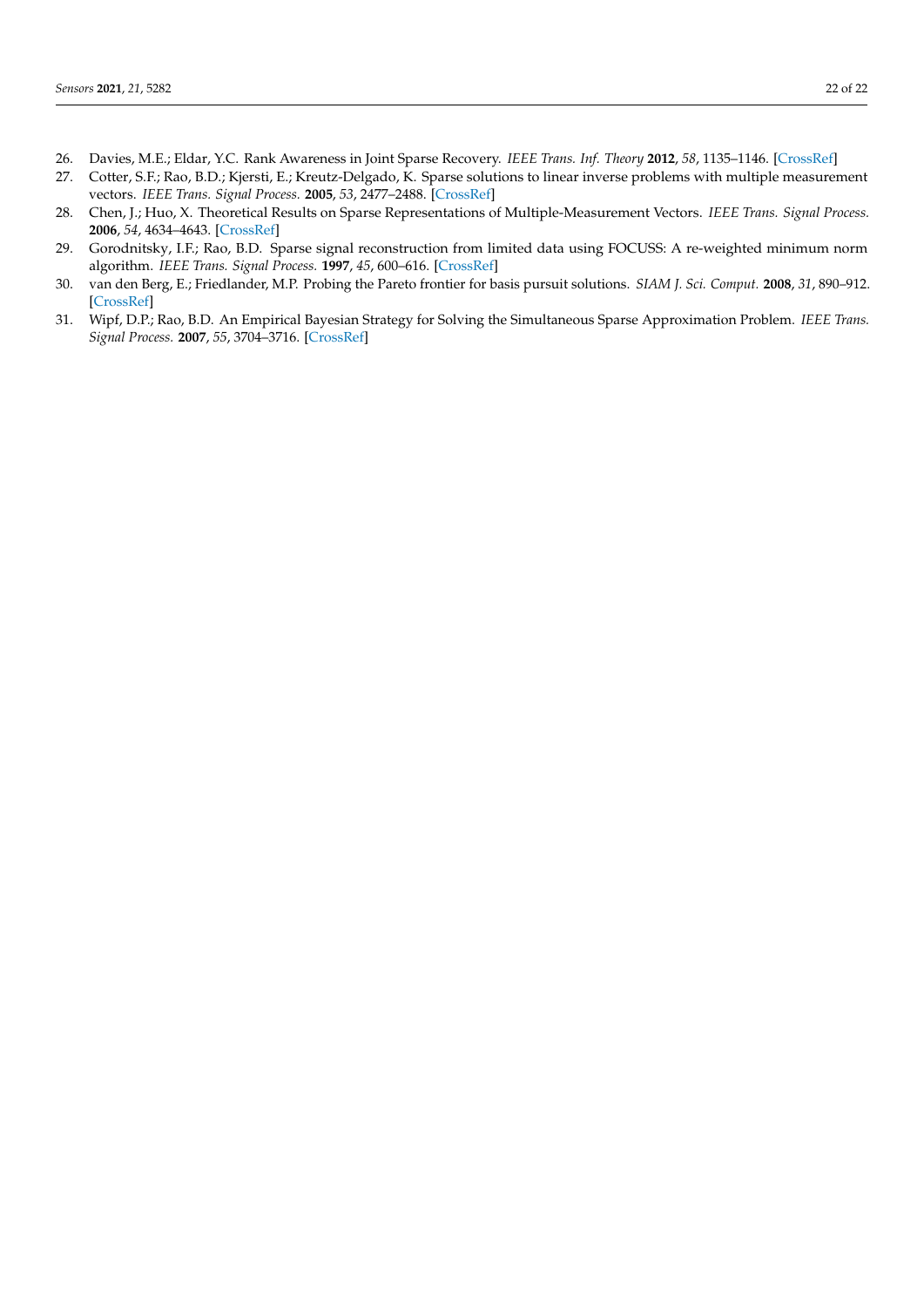26. Davies, M.E.; Eldar, Y.C. Rank Awareness in Joint Sparse Recovery. *IEEE Trans. Inf. Theory* **2012**, *58*, 1135–1146. [CrossRef]
27. Cotter, S.F.; Rao, B.D.; Kjersti, E.; Kreutz-Delgado, K. Sparse solutions to linear inverse problems with multiple measurement vectors. *IEEE Trans. Signal Process.* **2005**, *53*, 2477–2488. [CrossRef]
28. Chen, J.; Huo, X. Theoretical Results on Sparse Representations of Multiple-Measurement Vectors. *IEEE Trans. Signal Process.* **2006**, *54*, 4634–4643. [CrossRef]
29. Gorodnitsky, I.F.; Rao, B.D. Sparse signal reconstruction from limited data using FOCUSS: A re-weighted minimum norm algorithm. *IEEE Trans. Signal Process.* **1997**, *45*, 600–616. [CrossRef]
30. van den Berg, E.; Friedlander, M.P. Probing the Pareto frontier for basis pursuit solutions. *SIAM J. Sci. Comput.* **2008**, *31*, 890–912. [CrossRef]
31. Wipf, D.P.; Rao, B.D. An Empirical Bayesian Strategy for Solving the Simultaneous Sparse Approximation Problem. *IEEE Trans. Signal Process.* **2007**, *55*, 3704–3716. [CrossRef]